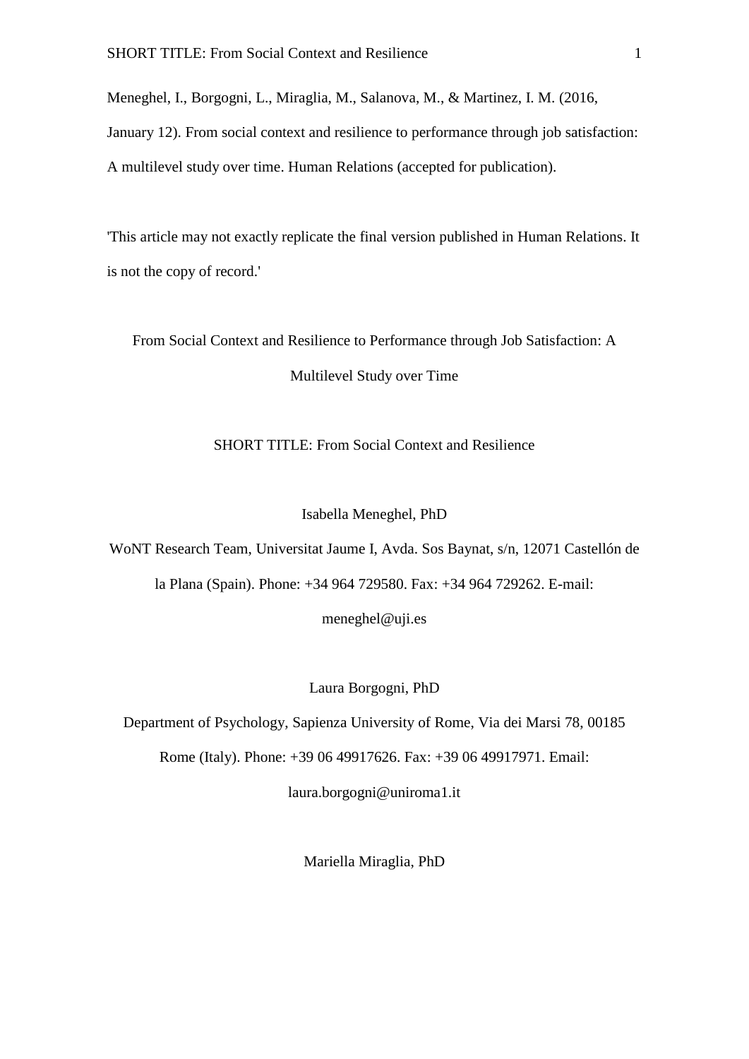Meneghel, I., Borgogni, L., Miraglia, M., Salanova, M., & Martinez, I. M. (2016, January 12). From social context and resilience to performance through job satisfaction: A multilevel study over time. Human Relations (accepted for publication).

'This article may not exactly replicate the final version published in Human Relations. It is not the copy of record.'

# From Social Context and Resilience to Performance through Job Satisfaction: A Multilevel Study over Time

SHORT TITLE: From Social Context and Resilience

Isabella Meneghel, PhD

WoNT Research Team, Universitat Jaume I, Avda. Sos Baynat, s/n, 12071 Castellón de la Plana (Spain). Phone: +34 964 729580. Fax: +34 964 729262. E-mail: meneghel@uji.es

Laura Borgogni, PhD

Department of Psychology, Sapienza University of Rome, Via dei Marsi 78, 00185 Rome (Italy). Phone: +39 06 49917626. Fax: +39 06 49917971. Email: laura.borgogni@uniroma1.it

Mariella Miraglia, PhD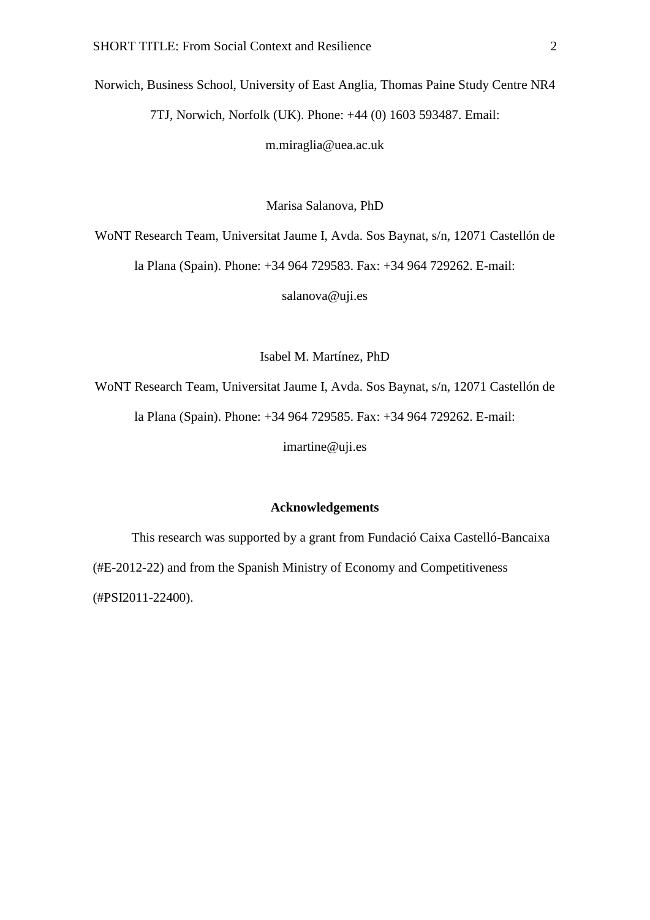Norwich, Business School, University of East Anglia, Thomas Paine Study Centre NR4 7TJ, Norwich, Norfolk (UK). Phone: +44 (0) 1603 593487. Email: m.miraglia@uea.ac.uk

Marisa Salanova, PhD

WoNT Research Team, Universitat Jaume I, Avda. Sos Baynat, s/n, 12071 Castellón de la Plana (Spain). Phone: +34 964 729583. Fax: +34 964 729262. E-mail: salanova@uji.es

Isabel M. Martínez, PhD

WoNT Research Team, Universitat Jaume I, Avda. Sos Baynat, s/n, 12071 Castellón de la Plana (Spain). Phone: +34 964 729585. Fax: +34 964 729262. E-mail: imartine@uji.es

**Acknowledgements**

This research was supported by a grant from Fundació Caixa Castelló-Bancaixa (#E-2012-22) and from the Spanish Ministry of Economy and Competitiveness (#PSI2011-22400).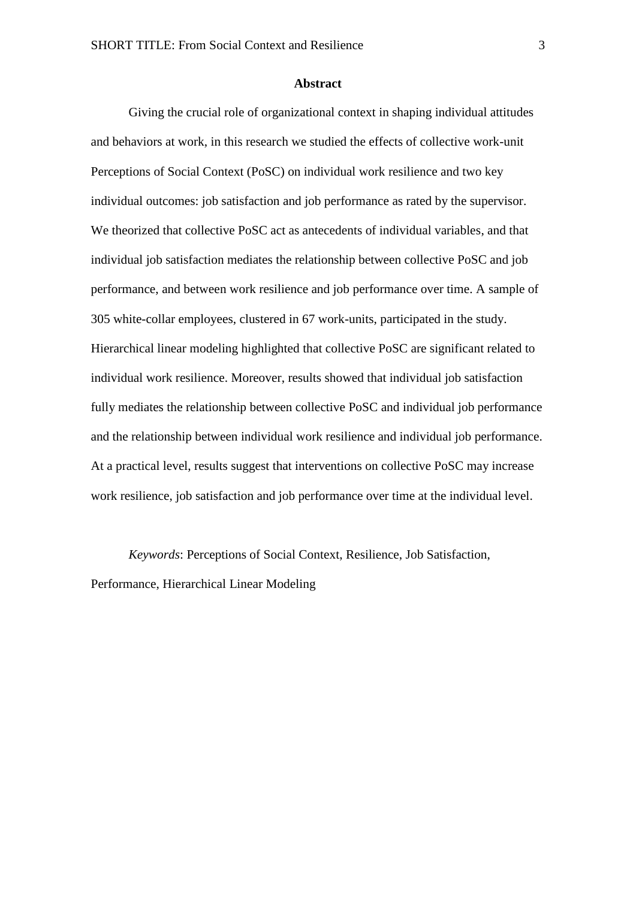# Abstract

Giving the crucial role of organizational context in shaping individual attitudes and behaviors at work, in this research we studied the effects of collective work-unit Perceptions of Social Context (PoSC) on individual work resilience and two key individual outcomes: job satisfaction and job performance as rated by the supervisor. We theorized that collective PoSC act as antecedents of individual variables, and that individual job satisfaction mediates the relationship between collective PoSC and job performance, and between work resilience and job performance over time. A sample of 305 white-collar employees, clustered in 67 work-units, participated in the study. Hierarchical linear modeling highlighted that collective PoSC are significant related to individual work resilience. Moreover, results showed that individual job satisfaction fully mediates the relationship between collective PoSC and individual job performance and the relationship between individual work resilience and individual job performance. At a practical level, results suggest that interventions on collective PoSC may increase work resilience, job satisfaction and job performance over time at the individual level.

*Keywords*: Perceptions of Social Context, Resilience, Job Satisfaction, Performance, Hierarchical Linear Modeling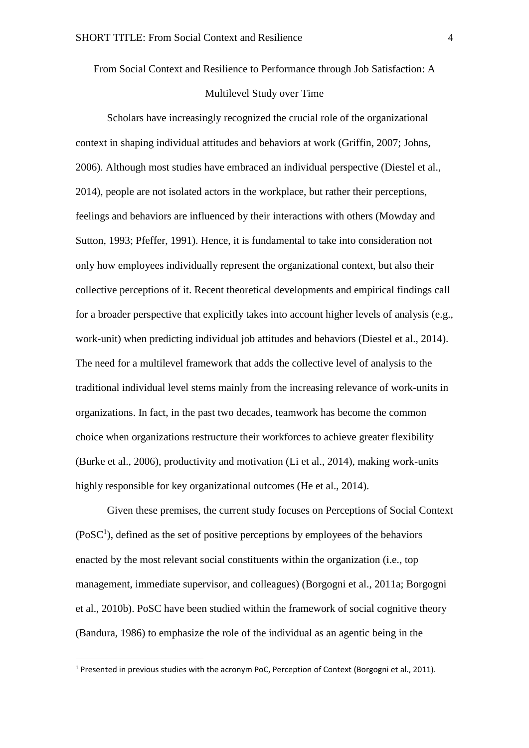From Social Context and Resilience to Performance through Job Satisfaction: A Multilevel Study over Time

Scholars have increasingly recognized the crucial role of the organizational context in shaping individual attitudes and behaviors at work (Griffin, 2007; Johns, 2006). Although most studies have embraced an individual perspective (Diestel et al., 2014), people are not isolated actors in the workplace, but rather their perceptions, feelings and behaviors are influenced by their interactions with others (Mowday and Sutton, 1993; Pfeffer, 1991). Hence, it is fundamental to take into consideration not only how employees individually represent the organizational context, but also their collective perceptions of it. Recent theoretical developments and empirical findings call for a broader perspective that explicitly takes into account higher levels of analysis (e.g., work-unit) when predicting individual job attitudes and behaviors (Diestel et al., 2014). The need for a multilevel framework that adds the collective level of analysis to the traditional individual level stems mainly from the increasing relevance of work-units in organizations. In fact, in the past two decades, teamwork has become the common choice when organizations restructure their workforces to achieve greater flexibility (Burke et al., 2006), productivity and motivation (Li et al., 2014), making work-units highly responsible for key organizational outcomes (He et al., 2014).

Given these premises, the current study focuses on Perceptions of Social Context (PoSC[1]), defined as the set of positive perceptions by employees of the behaviors enacted by the most relevant social constituents within the organization (i.e., top management, immediate supervisor, and colleagues) (Borgogni et al., 2011a; Borgogni et al., 2010b). PoSC have been studied within the framework of social cognitive theory (Bandura, 1986) to emphasize the role of the individual as an agentic being in the

[1] Presented in previous studies with the acronym PoC, Perception of Context (Borgogni et al., 2011).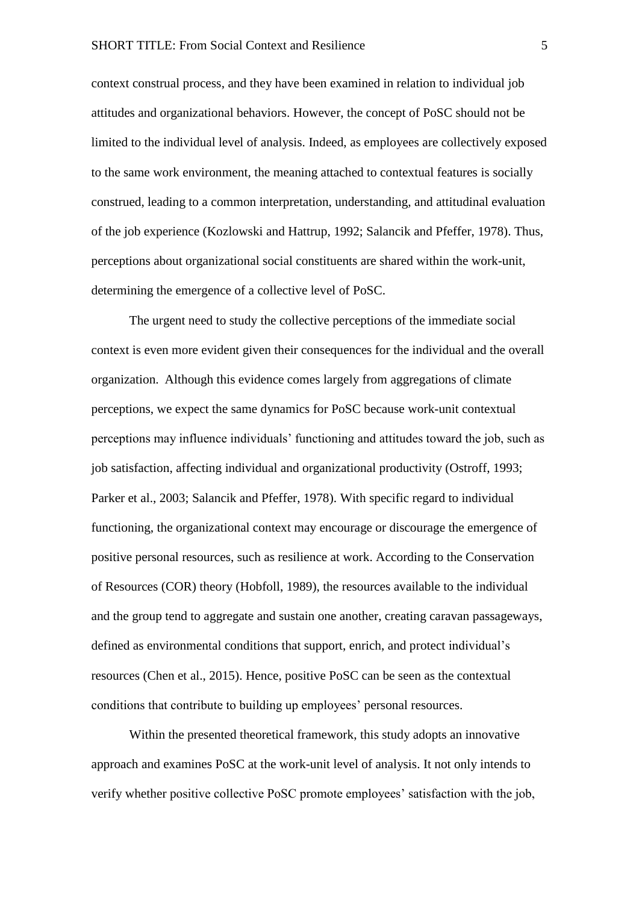context construal process, and they have been examined in relation to individual job attitudes and organizational behaviors. However, the concept of PoSC should not be limited to the individual level of analysis. Indeed, as employees are collectively exposed to the same work environment, the meaning attached to contextual features is socially construed, leading to a common interpretation, understanding, and attitudinal evaluation of the job experience (Kozlowski and Hattrup, 1992; Salancik and Pfeffer, 1978). Thus, perceptions about organizational social constituents are shared within the work-unit, determining the emergence of a collective level of PoSC.

The urgent need to study the collective perceptions of the immediate social context is even more evident given their consequences for the individual and the overall organization. Although this evidence comes largely from aggregations of climate perceptions, we expect the same dynamics for PoSC because work-unit contextual perceptions may influence individuals' functioning and attitudes toward the job, such as job satisfaction, affecting individual and organizational productivity (Ostroff, 1993; Parker et al., 2003; Salancik and Pfeffer, 1978). With specific regard to individual functioning, the organizational context may encourage or discourage the emergence of positive personal resources, such as resilience at work. According to the Conservation of Resources (COR) theory (Hobfoll, 1989), the resources available to the individual and the group tend to aggregate and sustain one another, creating caravan passageways, defined as environmental conditions that support, enrich, and protect individual's resources (Chen et al., 2015). Hence, positive PoSC can be seen as the contextual conditions that contribute to building up employees' personal resources.

Within the presented theoretical framework, this study adopts an innovative approach and examines PoSC at the work-unit level of analysis. It not only intends to verify whether positive collective PoSC promote employees' satisfaction with the job,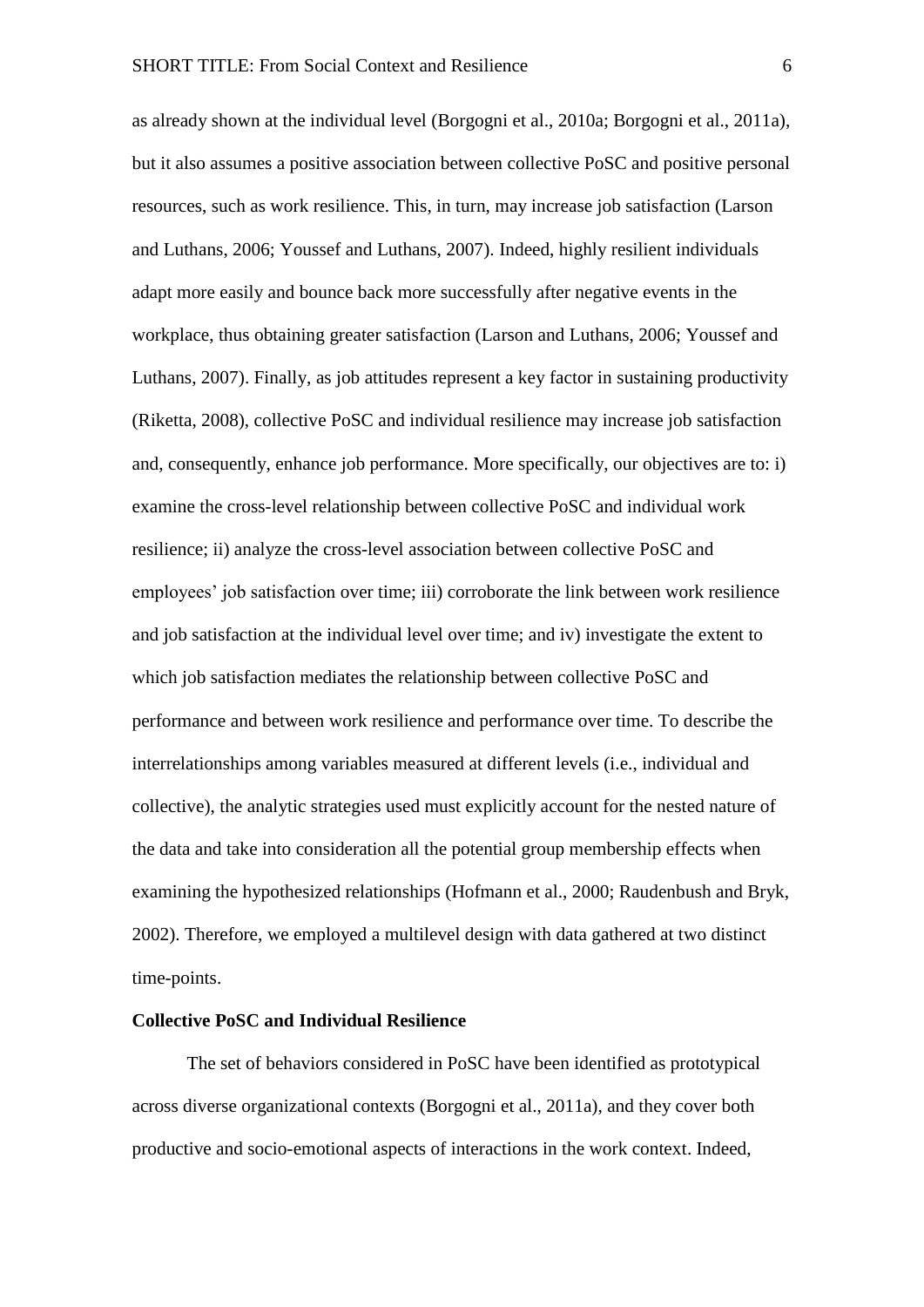as already shown at the individual level (Borgogni et al., 2010a; Borgogni et al., 2011a), but it also assumes a positive association between collective PoSC and positive personal resources, such as work resilience. This, in turn, may increase job satisfaction (Larson and Luthans, 2006; Youssef and Luthans, 2007). Indeed, highly resilient individuals adapt more easily and bounce back more successfully after negative events in the workplace, thus obtaining greater satisfaction (Larson and Luthans, 2006; Youssef and Luthans, 2007). Finally, as job attitudes represent a key factor in sustaining productivity (Riketta, 2008), collective PoSC and individual resilience may increase job satisfaction and, consequently, enhance job performance. More specifically, our objectives are to: i) examine the cross-level relationship between collective PoSC and individual work resilience; ii) analyze the cross-level association between collective PoSC and employees' job satisfaction over time; iii) corroborate the link between work resilience and job satisfaction at the individual level over time; and iv) investigate the extent to which job satisfaction mediates the relationship between collective PoSC and performance and between work resilience and performance over time. To describe the interrelationships among variables measured at different levels (i.e., individual and collective), the analytic strategies used must explicitly account for the nested nature of the data and take into consideration all the potential group membership effects when examining the hypothesized relationships (Hofmann et al., 2000; Raudenbush and Bryk, 2002). Therefore, we employed a multilevel design with data gathered at two distinct time-points.

**Collective PoSC and Individual Resilience**

The set of behaviors considered in PoSC have been identified as prototypical across diverse organizational contexts (Borgogni et al., 2011a), and they cover both productive and socio-emotional aspects of interactions in the work context. Indeed,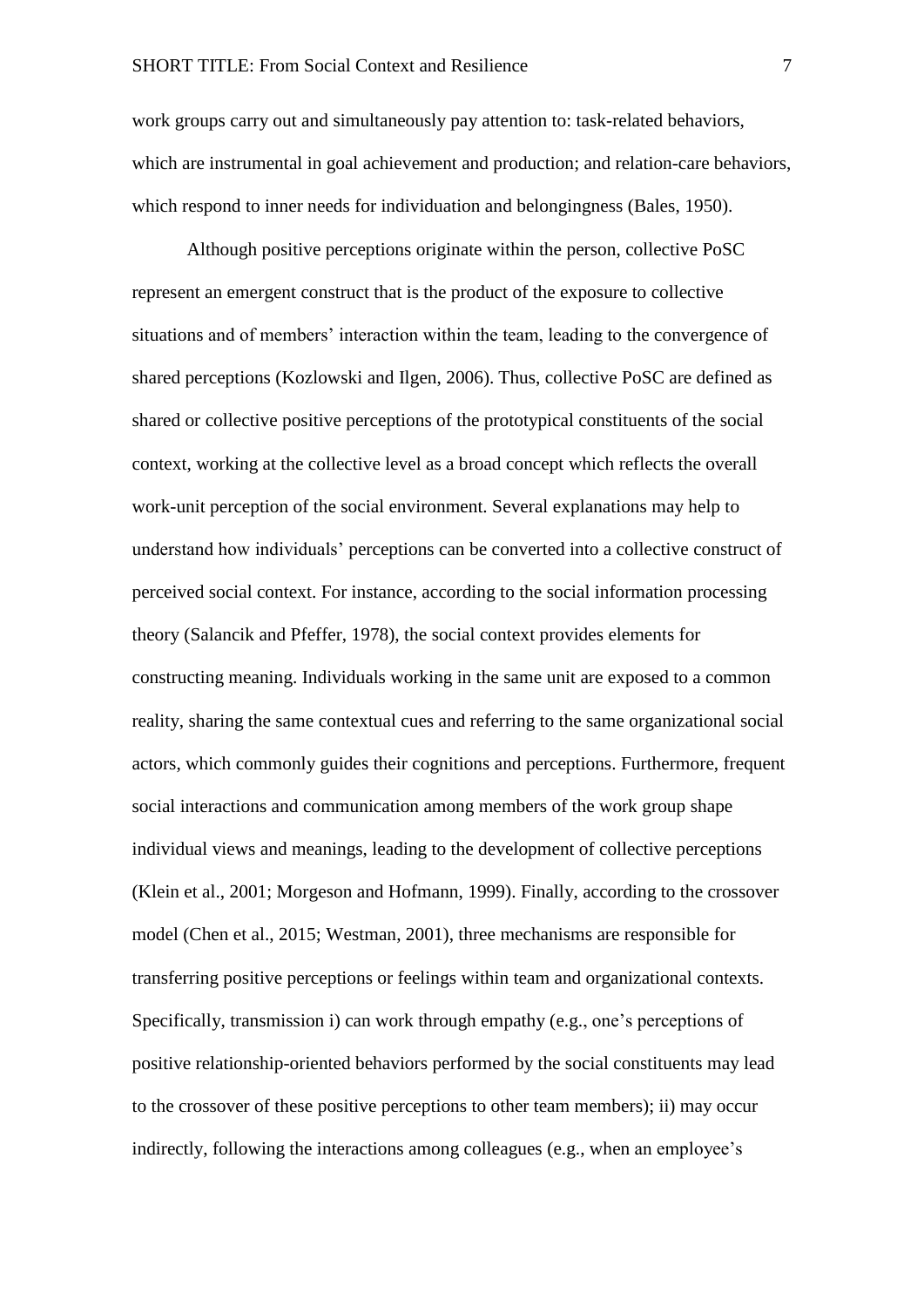work groups carry out and simultaneously pay attention to: task-related behaviors, which are instrumental in goal achievement and production; and relation-care behaviors, which respond to inner needs for individuation and belongingness (Bales, 1950).

Although positive perceptions originate within the person, collective PoSC represent an emergent construct that is the product of the exposure to collective situations and of members' interaction within the team, leading to the convergence of shared perceptions (Kozlowski and Ilgen, 2006). Thus, collective PoSC are defined as shared or collective positive perceptions of the prototypical constituents of the social context, working at the collective level as a broad concept which reflects the overall work-unit perception of the social environment. Several explanations may help to understand how individuals' perceptions can be converted into a collective construct of perceived social context. For instance, according to the social information processing theory (Salancik and Pfeffer, 1978), the social context provides elements for constructing meaning. Individuals working in the same unit are exposed to a common reality, sharing the same contextual cues and referring to the same organizational social actors, which commonly guides their cognitions and perceptions. Furthermore, frequent social interactions and communication among members of the work group shape individual views and meanings, leading to the development of collective perceptions (Klein et al., 2001; Morgeson and Hofmann, 1999). Finally, according to the crossover model (Chen et al., 2015; Westman, 2001), three mechanisms are responsible for transferring positive perceptions or feelings within team and organizational contexts. Specifically, transmission i) can work through empathy (e.g., one's perceptions of positive relationship-oriented behaviors performed by the social constituents may lead to the crossover of these positive perceptions to other team members); ii) may occur indirectly, following the interactions among colleagues (e.g., when an employee's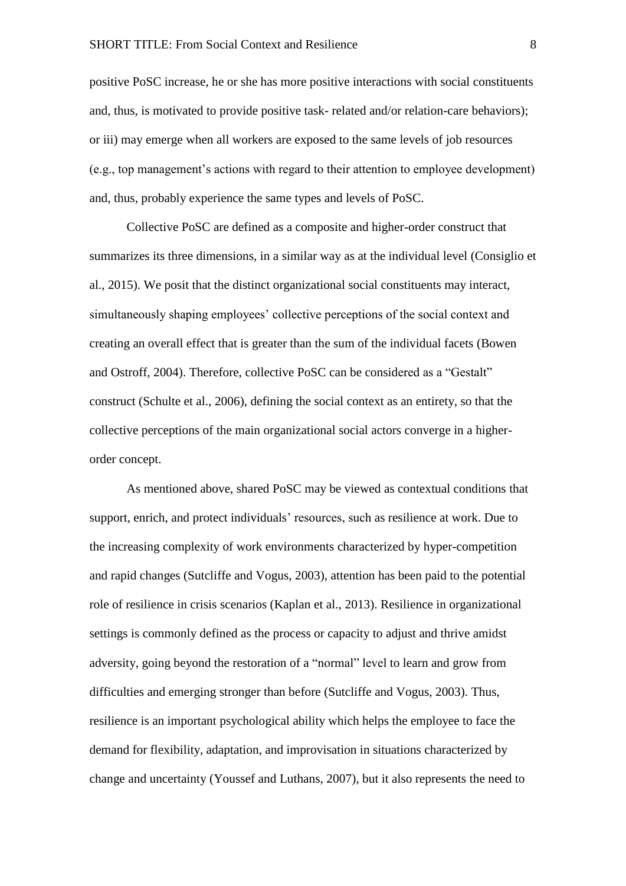positive PoSC increase, he or she has more positive interactions with social constituents and, thus, is motivated to provide positive task- related and/or relation-care behaviors); or iii) may emerge when all workers are exposed to the same levels of job resources (e.g., top management's actions with regard to their attention to employee development) and, thus, probably experience the same types and levels of PoSC.

Collective PoSC are defined as a composite and higher-order construct that summarizes its three dimensions, in a similar way as at the individual level (Consiglio et al., 2015). We posit that the distinct organizational social constituents may interact, simultaneously shaping employees' collective perceptions of the social context and creating an overall effect that is greater than the sum of the individual facets (Bowen and Ostroff, 2004). Therefore, collective PoSC can be considered as a "Gestalt" construct (Schulte et al., 2006), defining the social context as an entirety, so that the collective perceptions of the main organizational social actors converge in a higher-order concept.

As mentioned above, shared PoSC may be viewed as contextual conditions that support, enrich, and protect individuals' resources, such as resilience at work. Due to the increasing complexity of work environments characterized by hyper-competition and rapid changes (Sutcliffe and Vogus, 2003), attention has been paid to the potential role of resilience in crisis scenarios (Kaplan et al., 2013). Resilience in organizational settings is commonly defined as the process or capacity to adjust and thrive amidst adversity, going beyond the restoration of a "normal" level to learn and grow from difficulties and emerging stronger than before (Sutcliffe and Vogus, 2003). Thus, resilience is an important psychological ability which helps the employee to face the demand for flexibility, adaptation, and improvisation in situations characterized by change and uncertainty (Youssef and Luthans, 2007), but it also represents the need to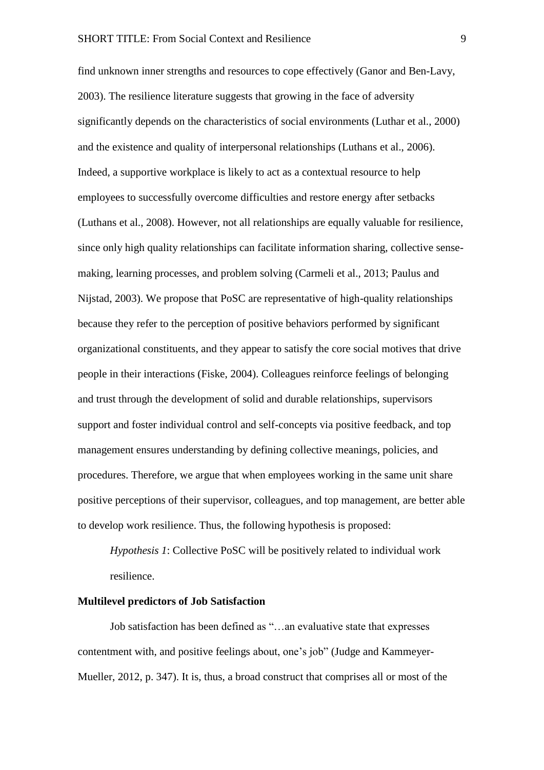find unknown inner strengths and resources to cope effectively (Ganor and Ben-Lavy, 2003). The resilience literature suggests that growing in the face of adversity significantly depends on the characteristics of social environments (Luthar et al., 2000) and the existence and quality of interpersonal relationships (Luthans et al., 2006). Indeed, a supportive workplace is likely to act as a contextual resource to help employees to successfully overcome difficulties and restore energy after setbacks (Luthans et al., 2008). However, not all relationships are equally valuable for resilience, since only high quality relationships can facilitate information sharing, collective sense-making, learning processes, and problem solving (Carmeli et al., 2013; Paulus and Nijstad, 2003). We propose that PoSC are representative of high-quality relationships because they refer to the perception of positive behaviors performed by significant organizational constituents, and they appear to satisfy the core social motives that drive people in their interactions (Fiske, 2004). Colleagues reinforce feelings of belonging and trust through the development of solid and durable relationships, supervisors support and foster individual control and self-concepts via positive feedback, and top management ensures understanding by defining collective meanings, policies, and procedures. Therefore, we argue that when employees working in the same unit share positive perceptions of their supervisor, colleagues, and top management, are better able to develop work resilience. Thus, the following hypothesis is proposed:

> *Hypothesis 1*: Collective PoSC will be positively related to individual work resilience.

**Multilevel predictors of Job Satisfaction**

Job satisfaction has been defined as "…an evaluative state that expresses contentment with, and positive feelings about, one's job" (Judge and Kammeyer-Mueller, 2012, p. 347). It is, thus, a broad construct that comprises all or most of the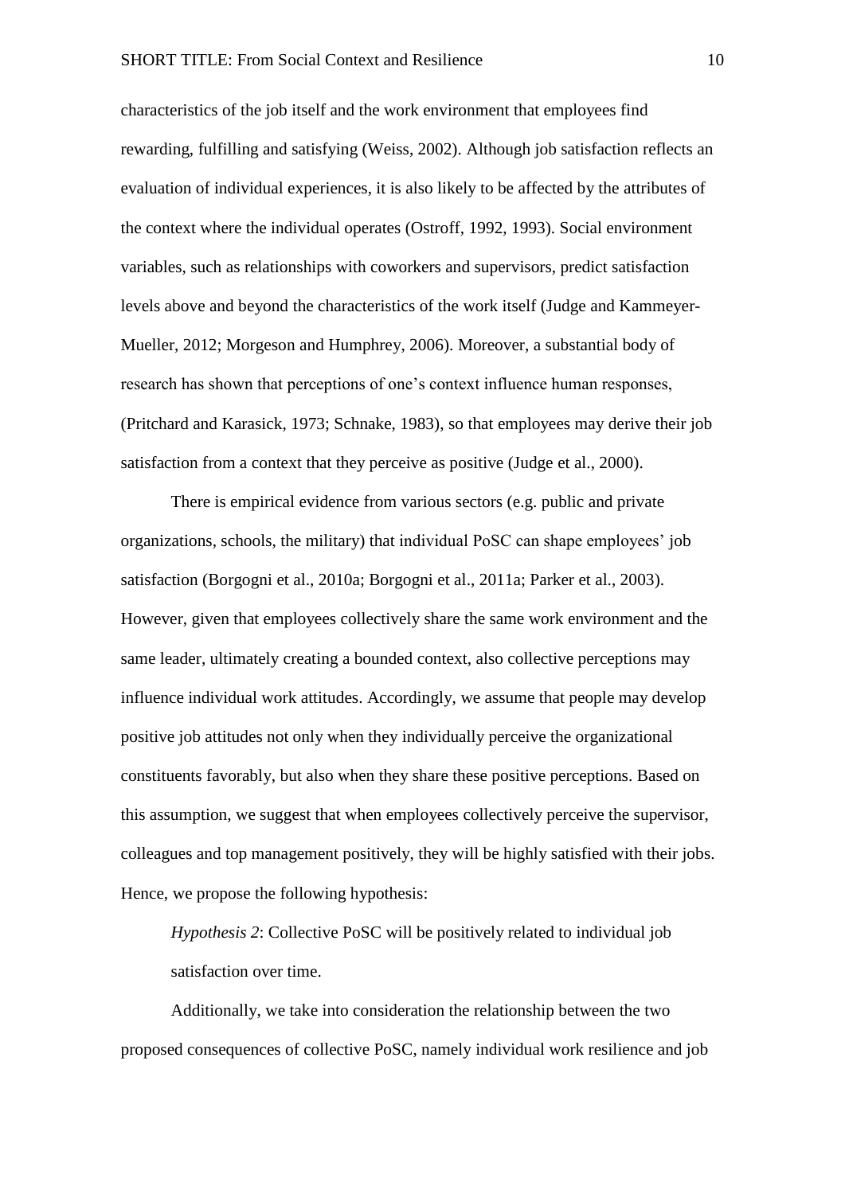characteristics of the job itself and the work environment that employees find rewarding, fulfilling and satisfying (Weiss, 2002). Although job satisfaction reflects an evaluation of individual experiences, it is also likely to be affected by the attributes of the context where the individual operates (Ostroff, 1992, 1993). Social environment variables, such as relationships with coworkers and supervisors, predict satisfaction levels above and beyond the characteristics of the work itself (Judge and Kammeyer-Mueller, 2012; Morgeson and Humphrey, 2006). Moreover, a substantial body of research has shown that perceptions of one's context influence human responses, (Pritchard and Karasick, 1973; Schnake, 1983), so that employees may derive their job satisfaction from a context that they perceive as positive (Judge et al., 2000).

There is empirical evidence from various sectors (e.g. public and private organizations, schools, the military) that individual PoSC can shape employees' job satisfaction (Borgogni et al., 2010a; Borgogni et al., 2011a; Parker et al., 2003). However, given that employees collectively share the same work environment and the same leader, ultimately creating a bounded context, also collective perceptions may influence individual work attitudes. Accordingly, we assume that people may develop positive job attitudes not only when they individually perceive the organizational constituents favorably, but also when they share these positive perceptions. Based on this assumption, we suggest that when employees collectively perceive the supervisor, colleagues and top management positively, they will be highly satisfied with their jobs. Hence, we propose the following hypothesis:

*Hypothesis 2*: Collective PoSC will be positively related to individual job satisfaction over time.

Additionally, we take into consideration the relationship between the two proposed consequences of collective PoSC, namely individual work resilience and job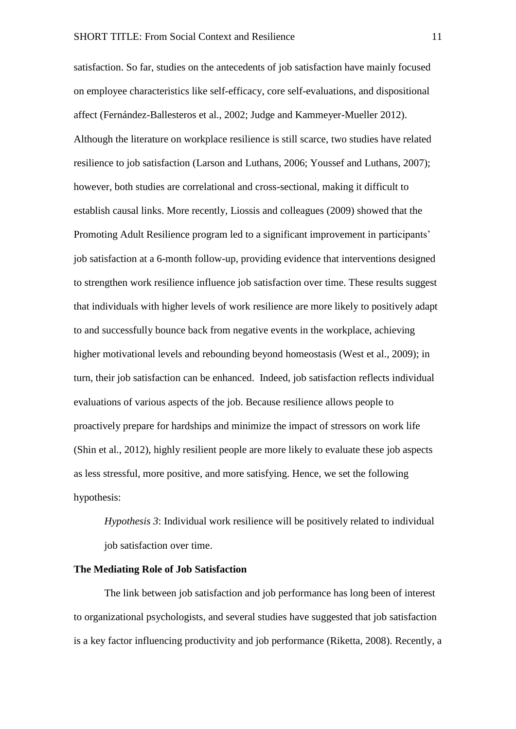satisfaction. So far, studies on the antecedents of job satisfaction have mainly focused on employee characteristics like self-efficacy, core self-evaluations, and dispositional affect (Fernández-Ballesteros et al., 2002; Judge and Kammeyer-Mueller 2012). Although the literature on workplace resilience is still scarce, two studies have related resilience to job satisfaction (Larson and Luthans, 2006; Youssef and Luthans, 2007); however, both studies are correlational and cross-sectional, making it difficult to establish causal links. More recently, Liossis and colleagues (2009) showed that the Promoting Adult Resilience program led to a significant improvement in participants' job satisfaction at a 6-month follow-up, providing evidence that interventions designed to strengthen work resilience influence job satisfaction over time. These results suggest that individuals with higher levels of work resilience are more likely to positively adapt to and successfully bounce back from negative events in the workplace, achieving higher motivational levels and rebounding beyond homeostasis (West et al., 2009); in turn, their job satisfaction can be enhanced. Indeed, job satisfaction reflects individual evaluations of various aspects of the job. Because resilience allows people to proactively prepare for hardships and minimize the impact of stressors on work life (Shin et al., 2012), highly resilient people are more likely to evaluate these job aspects as less stressful, more positive, and more satisfying. Hence, we set the following hypothesis:

*Hypothesis 3*: Individual work resilience will be positively related to individual job satisfaction over time.

**The Mediating Role of Job Satisfaction**

The link between job satisfaction and job performance has long been of interest to organizational psychologists, and several studies have suggested that job satisfaction is a key factor influencing productivity and job performance (Riketta, 2008). Recently, a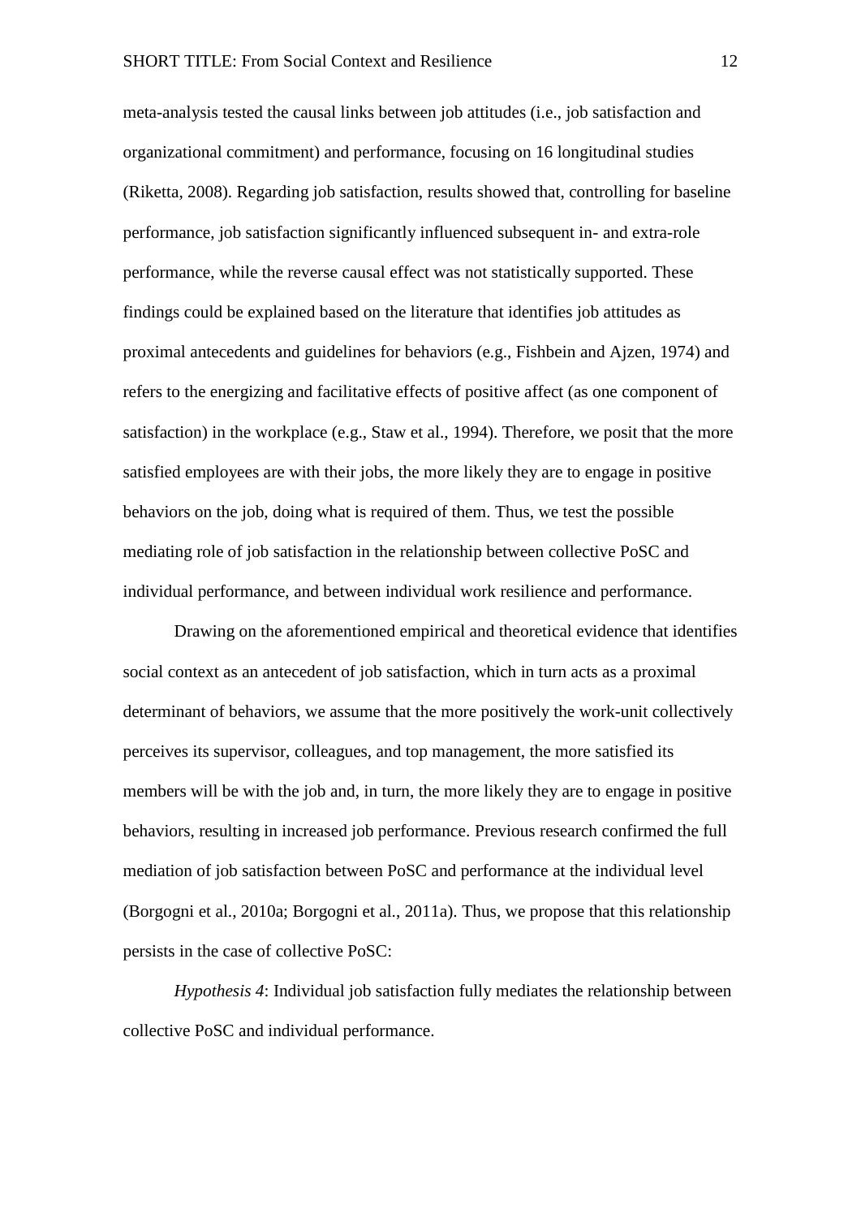meta-analysis tested the causal links between job attitudes (i.e., job satisfaction and organizational commitment) and performance, focusing on 16 longitudinal studies (Riketta, 2008). Regarding job satisfaction, results showed that, controlling for baseline performance, job satisfaction significantly influenced subsequent in- and extra-role performance, while the reverse causal effect was not statistically supported. These findings could be explained based on the literature that identifies job attitudes as proximal antecedents and guidelines for behaviors (e.g., Fishbein and Ajzen, 1974) and refers to the energizing and facilitative effects of positive affect (as one component of satisfaction) in the workplace (e.g., Staw et al., 1994). Therefore, we posit that the more satisfied employees are with their jobs, the more likely they are to engage in positive behaviors on the job, doing what is required of them. Thus, we test the possible mediating role of job satisfaction in the relationship between collective PoSC and individual performance, and between individual work resilience and performance.

Drawing on the aforementioned empirical and theoretical evidence that identifies social context as an antecedent of job satisfaction, which in turn acts as a proximal determinant of behaviors, we assume that the more positively the work-unit collectively perceives its supervisor, colleagues, and top management, the more satisfied its members will be with the job and, in turn, the more likely they are to engage in positive behaviors, resulting in increased job performance. Previous research confirmed the full mediation of job satisfaction between PoSC and performance at the individual level (Borgogni et al., 2010a; Borgogni et al., 2011a). Thus, we propose that this relationship persists in the case of collective PoSC:

*Hypothesis 4*: Individual job satisfaction fully mediates the relationship between collective PoSC and individual performance.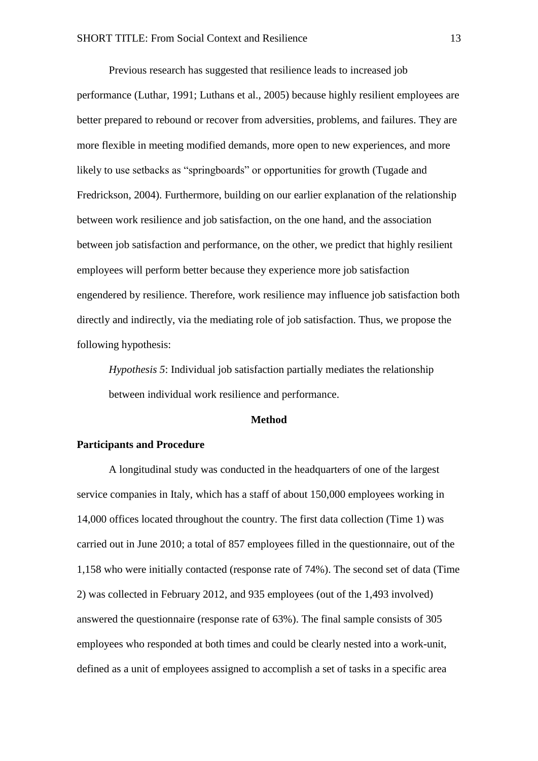Previous research has suggested that resilience leads to increased job performance (Luthar, 1991; Luthans et al., 2005) because highly resilient employees are better prepared to rebound or recover from adversities, problems, and failures. They are more flexible in meeting modified demands, more open to new experiences, and more likely to use setbacks as "springboards" or opportunities for growth (Tugade and Fredrickson, 2004). Furthermore, building on our earlier explanation of the relationship between work resilience and job satisfaction, on the one hand, and the association between job satisfaction and performance, on the other, we predict that highly resilient employees will perform better because they experience more job satisfaction engendered by resilience. Therefore, work resilience may influence job satisfaction both directly and indirectly, via the mediating role of job satisfaction. Thus, we propose the following hypothesis:

> *Hypothesis 5*: Individual job satisfaction partially mediates the relationship between individual work resilience and performance.

## Method

### Participants and Procedure

A longitudinal study was conducted in the headquarters of one of the largest service companies in Italy, which has a staff of about 150,000 employees working in 14,000 offices located throughout the country. The first data collection (Time 1) was carried out in June 2010; a total of 857 employees filled in the questionnaire, out of the 1,158 who were initially contacted (response rate of 74%). The second set of data (Time 2) was collected in February 2012, and 935 employees (out of the 1,493 involved) answered the questionnaire (response rate of 63%). The final sample consists of 305 employees who responded at both times and could be clearly nested into a work-unit, defined as a unit of employees assigned to accomplish a set of tasks in a specific area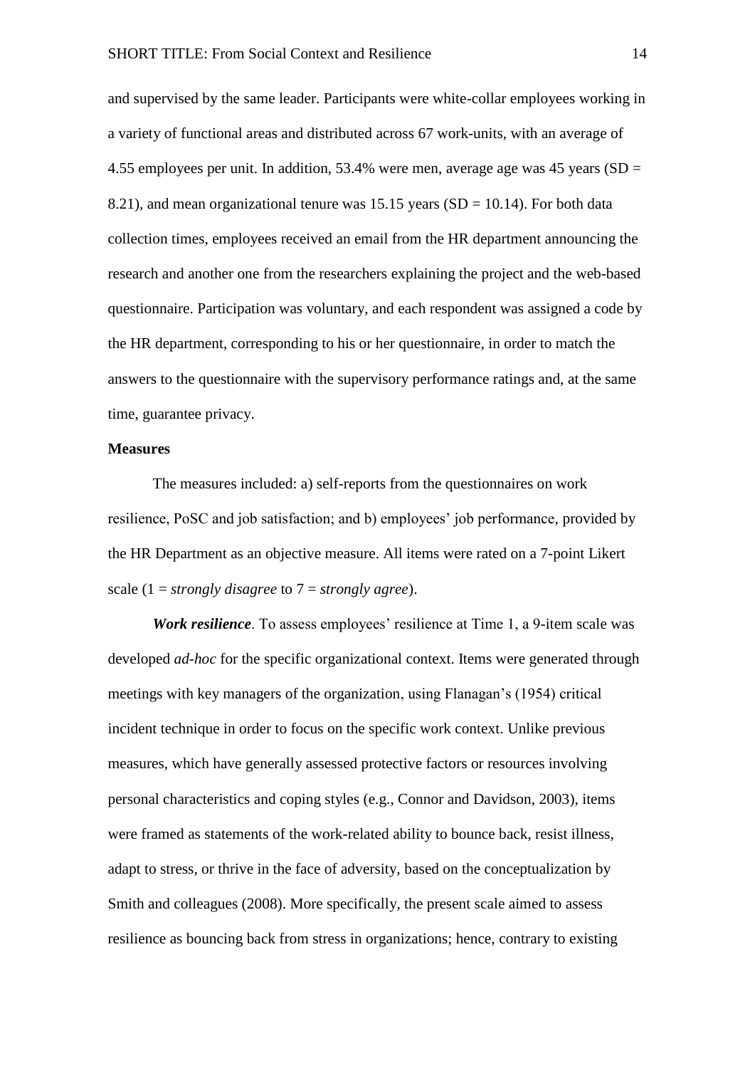and supervised by the same leader. Participants were white-collar employees working in a variety of functional areas and distributed across 67 work-units, with an average of 4.55 employees per unit. In addition, 53.4% were men, average age was 45 years (SD = 8.21), and mean organizational tenure was 15.15 years (SD = 10.14). For both data collection times, employees received an email from the HR department announcing the research and another one from the researchers explaining the project and the web-based questionnaire. Participation was voluntary, and each respondent was assigned a code by the HR department, corresponding to his or her questionnaire, in order to match the answers to the questionnaire with the supervisory performance ratings and, at the same time, guarantee privacy.

**Measures**

The measures included: a) self-reports from the questionnaires on work resilience, PoSC and job satisfaction; and b) employees' job performance, provided by the HR Department as an objective measure. All items were rated on a 7-point Likert scale (1 = *strongly disagree* to 7 = *strongly agree*).

***Work resilience***. To assess employees' resilience at Time 1, a 9-item scale was developed *ad-hoc* for the specific organizational context. Items were generated through meetings with key managers of the organization, using Flanagan's (1954) critical incident technique in order to focus on the specific work context. Unlike previous measures, which have generally assessed protective factors or resources involving personal characteristics and coping styles (e.g., Connor and Davidson, 2003), items were framed as statements of the work-related ability to bounce back, resist illness, adapt to stress, or thrive in the face of adversity, based on the conceptualization by Smith and colleagues (2008). More specifically, the present scale aimed to assess resilience as bouncing back from stress in organizations; hence, contrary to existing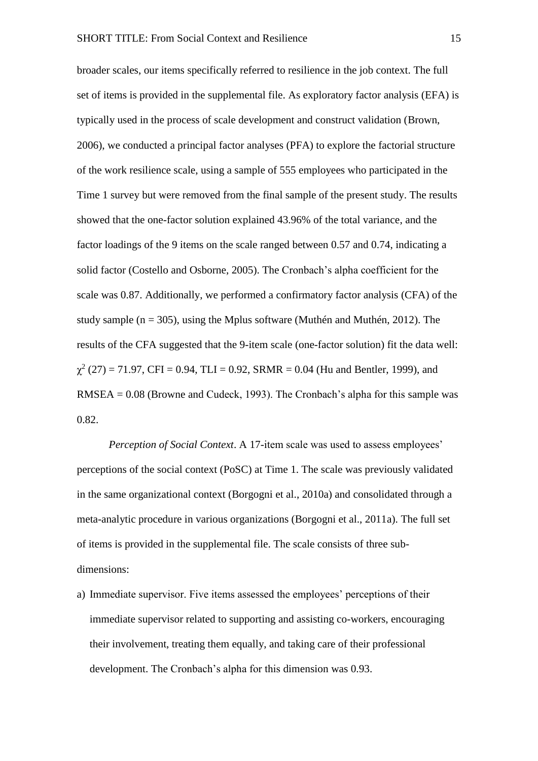broader scales, our items specifically referred to resilience in the job context. The full set of items is provided in the supplemental file. As exploratory factor analysis (EFA) is typically used in the process of scale development and construct validation (Brown, 2006), we conducted a principal factor analyses (PFA) to explore the factorial structure of the work resilience scale, using a sample of 555 employees who participated in the Time 1 survey but were removed from the final sample of the present study. The results showed that the one-factor solution explained 43.96% of the total variance, and the factor loadings of the 9 items on the scale ranged between 0.57 and 0.74, indicating a solid factor (Costello and Osborne, 2005). The Cronbach's alpha coefficient for the scale was 0.87. Additionally, we performed a confirmatory factor analysis (CFA) of the study sample ($n = 305$), using the Mplus software (Muthén and Muthén, 2012). The results of the CFA suggested that the 9-item scale (one-factor solution) fit the data well: $\chi^2$ (27) = 71.97, CFI = 0.94, TLI = 0.92, SRMR = 0.04 (Hu and Bentler, 1999), and RMSEA = 0.08 (Browne and Cudeck, 1993). The Cronbach's alpha for this sample was 0.82.

*Perception of Social Context*. A 17-item scale was used to assess employees' perceptions of the social context (PoSC) at Time 1. The scale was previously validated in the same organizational context (Borgogni et al., 2010a) and consolidated through a meta-analytic procedure in various organizations (Borgogni et al., 2011a). The full set of items is provided in the supplemental file. The scale consists of three sub-dimensions:

a) Immediate supervisor. Five items assessed the employees' perceptions of their immediate supervisor related to supporting and assisting co-workers, encouraging their involvement, treating them equally, and taking care of their professional development. The Cronbach's alpha for this dimension was 0.93.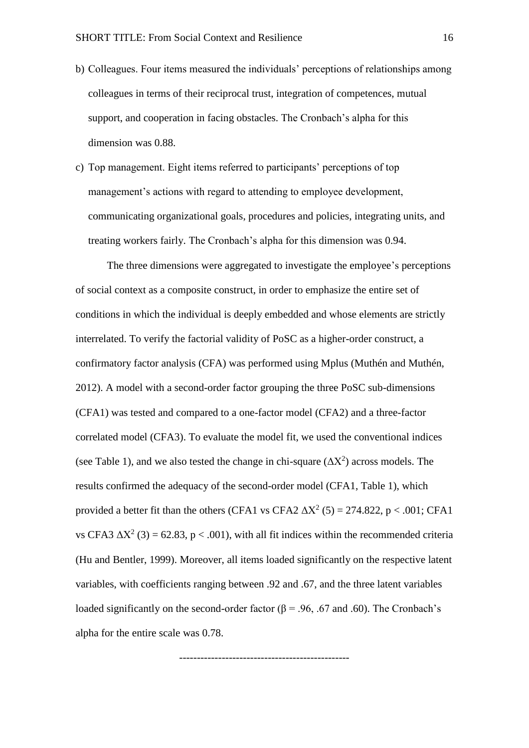b) Colleagues. Four items measured the individuals' perceptions of relationships among colleagues in terms of their reciprocal trust, integration of competences, mutual support, and cooperation in facing obstacles. The Cronbach's alpha for this dimension was 0.88.

c) Top management. Eight items referred to participants' perceptions of top management's actions with regard to attending to employee development, communicating organizational goals, procedures and policies, integrating units, and treating workers fairly. The Cronbach's alpha for this dimension was 0.94.

The three dimensions were aggregated to investigate the employee's perceptions of social context as a composite construct, in order to emphasize the entire set of conditions in which the individual is deeply embedded and whose elements are strictly interrelated. To verify the factorial validity of PoSC as a higher-order construct, a confirmatory factor analysis (CFA) was performed using Mplus (Muthén and Muthén, 2012). A model with a second-order factor grouping the three PoSC sub-dimensions (CFA1) was tested and compared to a one-factor model (CFA2) and a three-factor correlated model (CFA3). To evaluate the model fit, we used the conventional indices (see Table 1), and we also tested the change in chi-square ($\Delta X^2$) across models. The results confirmed the adequacy of the second-order model (CFA1, Table 1), which provided a better fit than the others (CFA1 vs CFA2 $\Delta X^2$ (5) = 274.822, $p < .001$; CFA1 vs CFA3 $\Delta X^2$ (3) = 62.83, $p < .001$), with all fit indices within the recommended criteria (Hu and Bentler, 1999). Moreover, all items loaded significantly on the respective latent variables, with coefficients ranging between .92 and .67, and the three latent variables loaded significantly on the second-order factor ($\beta$ = .96, .67 and .60). The Cronbach's alpha for the entire scale was 0.78.

-----------------------------------------------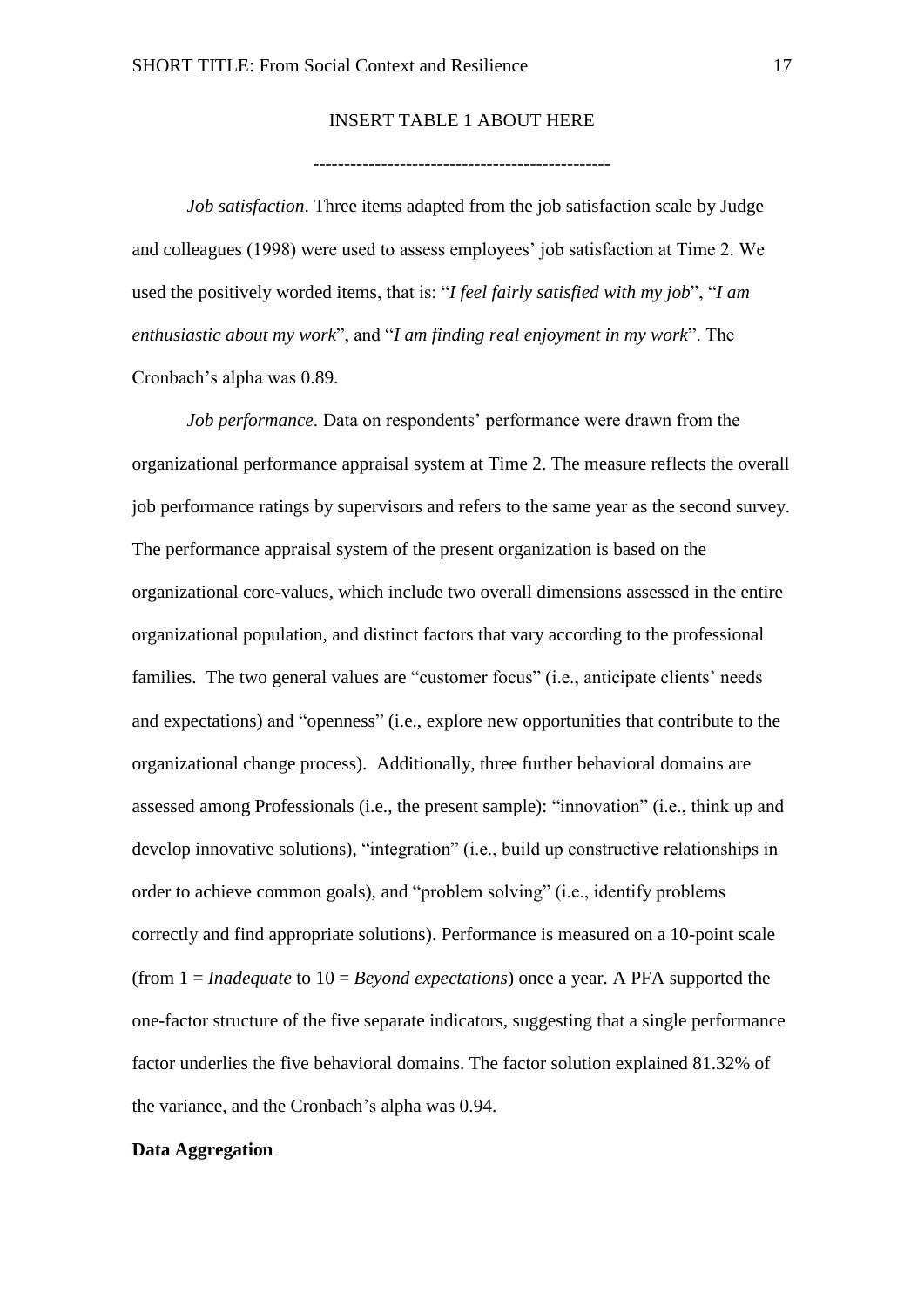INSERT TABLE 1 ABOUT HERE

-----------------------------------------------

*Job satisfaction*. Three items adapted from the job satisfaction scale by Judge and colleagues (1998) were used to assess employees' job satisfaction at Time 2. We used the positively worded items, that is: "*I feel fairly satisfied with my job*", "*I am enthusiastic about my work*", and "*I am finding real enjoyment in my work*". The Cronbach's alpha was 0.89.

*Job performance*. Data on respondents' performance were drawn from the organizational performance appraisal system at Time 2. The measure reflects the overall job performance ratings by supervisors and refers to the same year as the second survey. The performance appraisal system of the present organization is based on the organizational core-values, which include two overall dimensions assessed in the entire organizational population, and distinct factors that vary according to the professional families. The two general values are "customer focus" (i.e., anticipate clients' needs and expectations) and "openness" (i.e., explore new opportunities that contribute to the organizational change process). Additionally, three further behavioral domains are assessed among Professionals (i.e., the present sample): "innovation" (i.e., think up and develop innovative solutions), "integration" (i.e., build up constructive relationships in order to achieve common goals), and "problem solving" (i.e., identify problems correctly and find appropriate solutions). Performance is measured on a 10-point scale (from 1 = *Inadequate* to 10 = *Beyond expectations*) once a year. A PFA supported the one-factor structure of the five separate indicators, suggesting that a single performance factor underlies the five behavioral domains. The factor solution explained 81.32% of the variance, and the Cronbach's alpha was 0.94.

**Data Aggregation**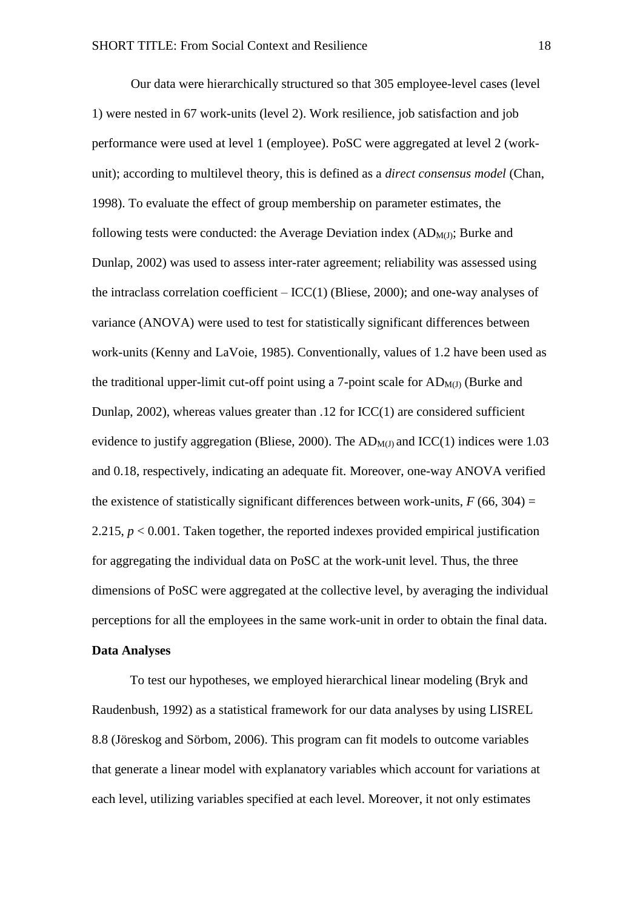Our data were hierarchically structured so that 305 employee-level cases (level 1) were nested in 67 work-units (level 2). Work resilience, job satisfaction and job performance were used at level 1 (employee). PoSC were aggregated at level 2 (work-unit); according to multilevel theory, this is defined as a *direct consensus model* (Chan, 1998). To evaluate the effect of group membership on parameter estimates, the following tests were conducted: the Average Deviation index ($AD_{M(J)}$; Burke and Dunlap, 2002) was used to assess inter-rater agreement; reliability was assessed using the intraclass correlation coefficient – ICC(1) (Bliese, 2000); and one-way analyses of variance (ANOVA) were used to test for statistically significant differences between work-units (Kenny and LaVoie, 1985). Conventionally, values of 1.2 have been used as the traditional upper-limit cut-off point using a 7-point scale for $AD_{M(J)}$ (Burke and Dunlap, 2002), whereas values greater than .12 for ICC(1) are considered sufficient evidence to justify aggregation (Bliese, 2000). The $AD_{M(J)}$ and ICC(1) indices were 1.03 and 0.18, respectively, indicating an adequate fit. Moreover, one-way ANOVA verified the existence of statistically significant differences between work-units, $F$ (66, 304) = 2.215, $p < 0.001$. Taken together, the reported indexes provided empirical justification for aggregating the individual data on PoSC at the work-unit level. Thus, the three dimensions of PoSC were aggregated at the collective level, by averaging the individual perceptions for all the employees in the same work-unit in order to obtain the final data.

**Data Analyses**

To test our hypotheses, we employed hierarchical linear modeling (Bryk and Raudenbush, 1992) as a statistical framework for our data analyses by using LISREL 8.8 (Jöreskog and Sörbom, 2006). This program can fit models to outcome variables that generate a linear model with explanatory variables which account for variations at each level, utilizing variables specified at each level. Moreover, it not only estimates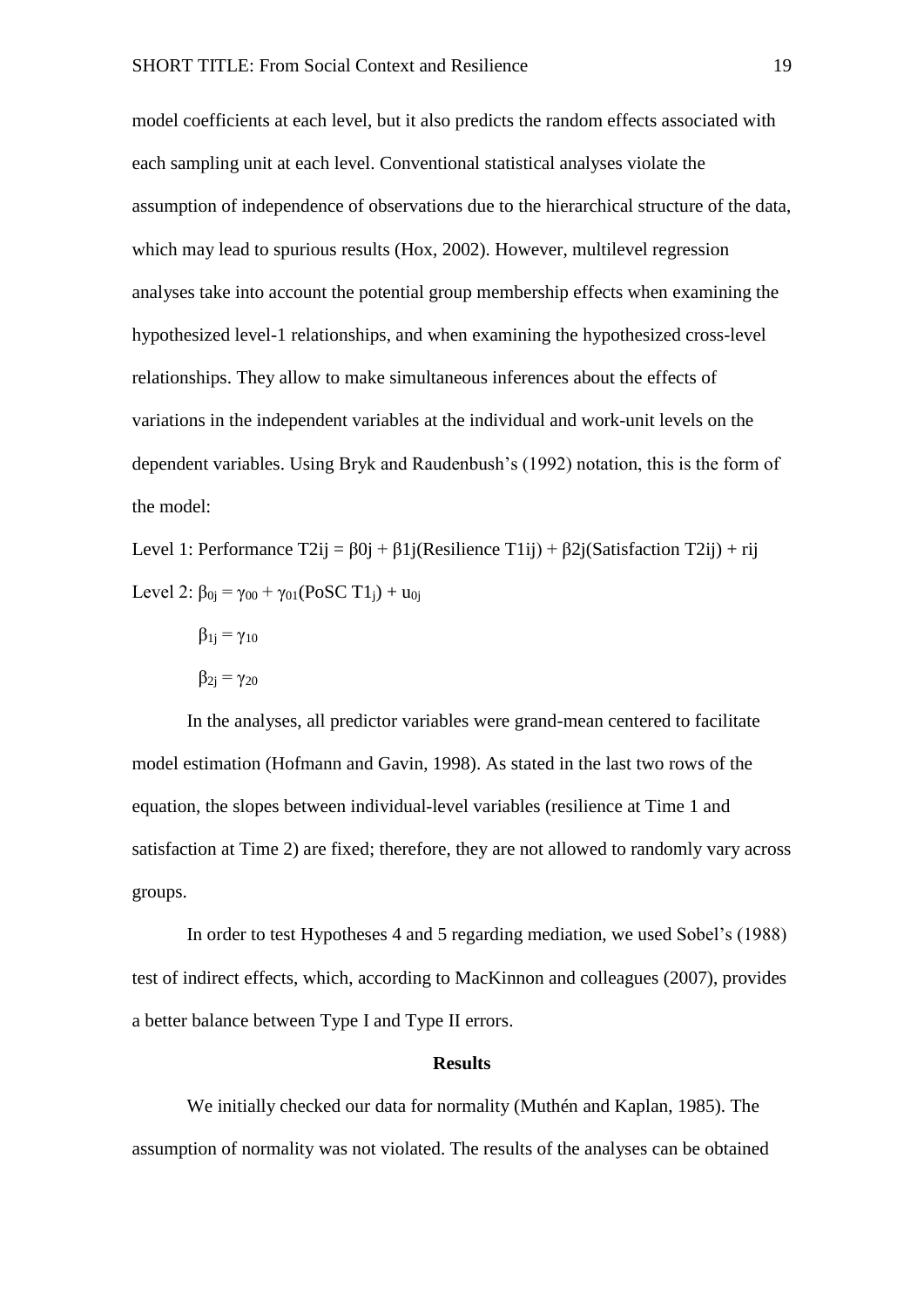model coefficients at each level, but it also predicts the random effects associated with each sampling unit at each level. Conventional statistical analyses violate the assumption of independence of observations due to the hierarchical structure of the data, which may lead to spurious results (Hox, 2002). However, multilevel regression analyses take into account the potential group membership effects when examining the hypothesized level-1 relationships, and when examining the hypothesized cross-level relationships. They allow to make simultaneous inferences about the effects of variations in the independent variables at the individual and work-unit levels on the dependent variables. Using Bryk and Raudenbush's (1992) notation, this is the form of the model:

Level 1: Performance $T2_{ij} = \beta_{0j} + \beta_{1j}(\text{Resilience } T1_{ij}) + \beta_{2j}(\text{Satisfaction } T2_{ij}) + r_{ij}$

Level 2: $\beta_{0j} = \gamma_{00} + \gamma_{01}(\text{PoSC } T1_j) + u_{0j}$

$\beta_{1j} = \gamma_{10}$

$\beta_{2j} = \gamma_{20}$

In the analyses, all predictor variables were grand-mean centered to facilitate model estimation (Hofmann and Gavin, 1998). As stated in the last two rows of the equation, the slopes between individual-level variables (resilience at Time 1 and satisfaction at Time 2) are fixed; therefore, they are not allowed to randomly vary across groups.

In order to test Hypotheses 4 and 5 regarding mediation, we used Sobel's (1988) test of indirect effects, which, according to MacKinnon and colleagues (2007), provides a better balance between Type I and Type II errors.

## Results

We initially checked our data for normality (Muthén and Kaplan, 1985). The assumption of normality was not violated. The results of the analyses can be obtained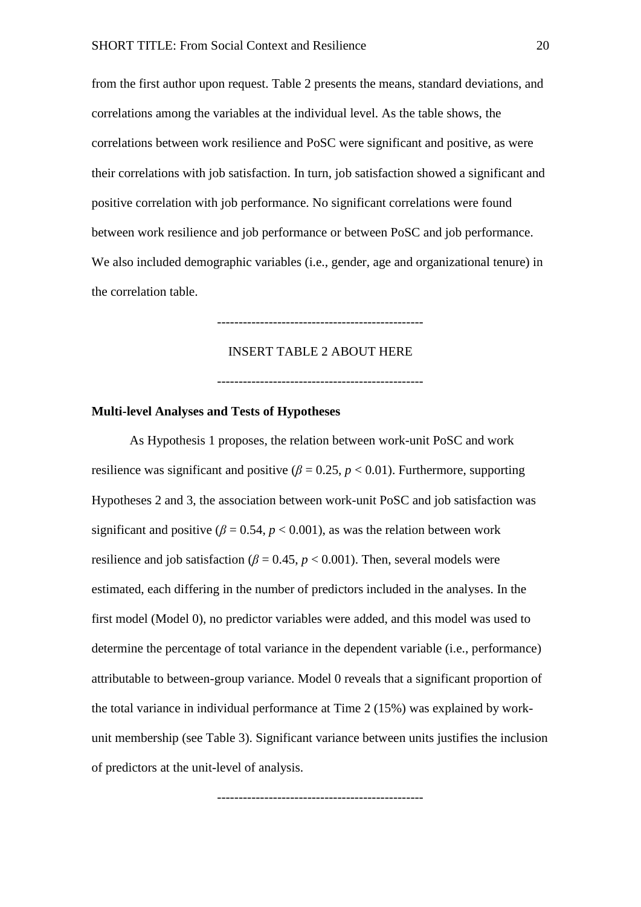from the first author upon request. Table 2 presents the means, standard deviations, and correlations among the variables at the individual level. As the table shows, the correlations between work resilience and PoSC were significant and positive, as were their correlations with job satisfaction. In turn, job satisfaction showed a significant and positive correlation with job performance. No significant correlations were found between work resilience and job performance or between PoSC and job performance. We also included demographic variables (i.e., gender, age and organizational tenure) in the correlation table.

-----------------------------------------------

INSERT TABLE 2 ABOUT HERE

-----------------------------------------------

**Multi-level Analyses and Tests of Hypotheses**

As Hypothesis 1 proposes, the relation between work-unit PoSC and work resilience was significant and positive ($\beta = 0.25$, $p < 0.01$). Furthermore, supporting Hypotheses 2 and 3, the association between work-unit PoSC and job satisfaction was significant and positive ($\beta = 0.54$, $p < 0.001$), as was the relation between work resilience and job satisfaction ($\beta = 0.45$, $p < 0.001$). Then, several models were estimated, each differing in the number of predictors included in the analyses. In the first model (Model 0), no predictor variables were added, and this model was used to determine the percentage of total variance in the dependent variable (i.e., performance) attributable to between-group variance. Model 0 reveals that a significant proportion of the total variance in individual performance at Time 2 (15%) was explained by work-unit membership (see Table 3). Significant variance between units justifies the inclusion of predictors at the unit-level of analysis.

-----------------------------------------------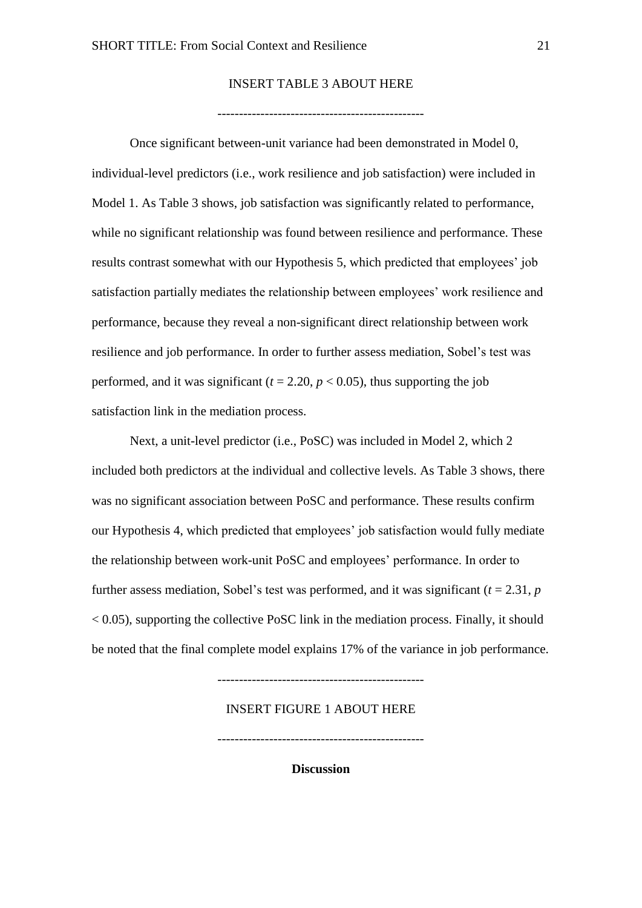INSERT TABLE 3 ABOUT HERE

-----------------------------------------------

Once significant between-unit variance had been demonstrated in Model 0, individual-level predictors (i.e., work resilience and job satisfaction) were included in Model 1. As Table 3 shows, job satisfaction was significantly related to performance, while no significant relationship was found between resilience and performance. These results contrast somewhat with our Hypothesis 5, which predicted that employees' job satisfaction partially mediates the relationship between employees' work resilience and performance, because they reveal a non-significant direct relationship between work resilience and job performance. In order to further assess mediation, Sobel's test was performed, and it was significant ($t = 2.20$, $p < 0.05$), thus supporting the job satisfaction link in the mediation process.

Next, a unit-level predictor (i.e., PoSC) was included in Model 2, which 2 included both predictors at the individual and collective levels. As Table 3 shows, there was no significant association between PoSC and performance. These results confirm our Hypothesis 4, which predicted that employees' job satisfaction would fully mediate the relationship between work-unit PoSC and employees' performance. In order to further assess mediation, Sobel's test was performed, and it was significant ($t = 2.31$, $p < 0.05$), supporting the collective PoSC link in the mediation process. Finally, it should be noted that the final complete model explains 17% of the variance in job performance.

-----------------------------------------------

INSERT FIGURE 1 ABOUT HERE

-----------------------------------------------

## Discussion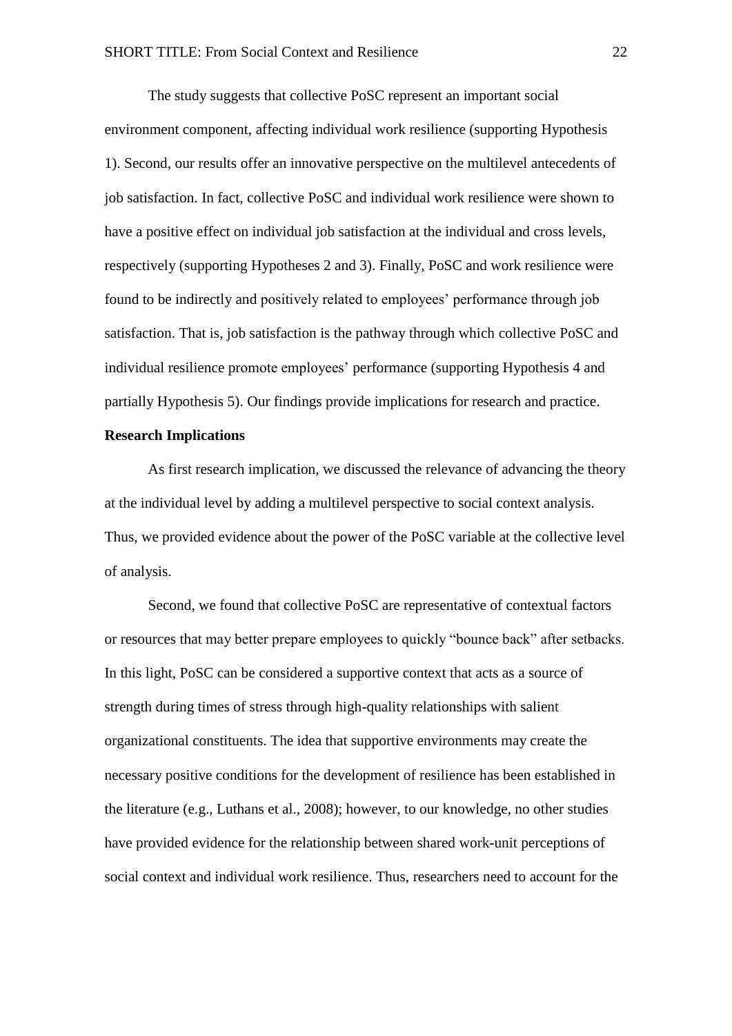The study suggests that collective PoSC represent an important social environment component, affecting individual work resilience (supporting Hypothesis 1). Second, our results offer an innovative perspective on the multilevel antecedents of job satisfaction. In fact, collective PoSC and individual work resilience were shown to have a positive effect on individual job satisfaction at the individual and cross levels, respectively (supporting Hypotheses 2 and 3). Finally, PoSC and work resilience were found to be indirectly and positively related to employees' performance through job satisfaction. That is, job satisfaction is the pathway through which collective PoSC and individual resilience promote employees' performance (supporting Hypothesis 4 and partially Hypothesis 5). Our findings provide implications for research and practice.

**Research Implications**

As first research implication, we discussed the relevance of advancing the theory at the individual level by adding a multilevel perspective to social context analysis. Thus, we provided evidence about the power of the PoSC variable at the collective level of analysis.

Second, we found that collective PoSC are representative of contextual factors or resources that may better prepare employees to quickly "bounce back" after setbacks. In this light, PoSC can be considered a supportive context that acts as a source of strength during times of stress through high-quality relationships with salient organizational constituents. The idea that supportive environments may create the necessary positive conditions for the development of resilience has been established in the literature (e.g., Luthans et al., 2008); however, to our knowledge, no other studies have provided evidence for the relationship between shared work-unit perceptions of social context and individual work resilience. Thus, researchers need to account for the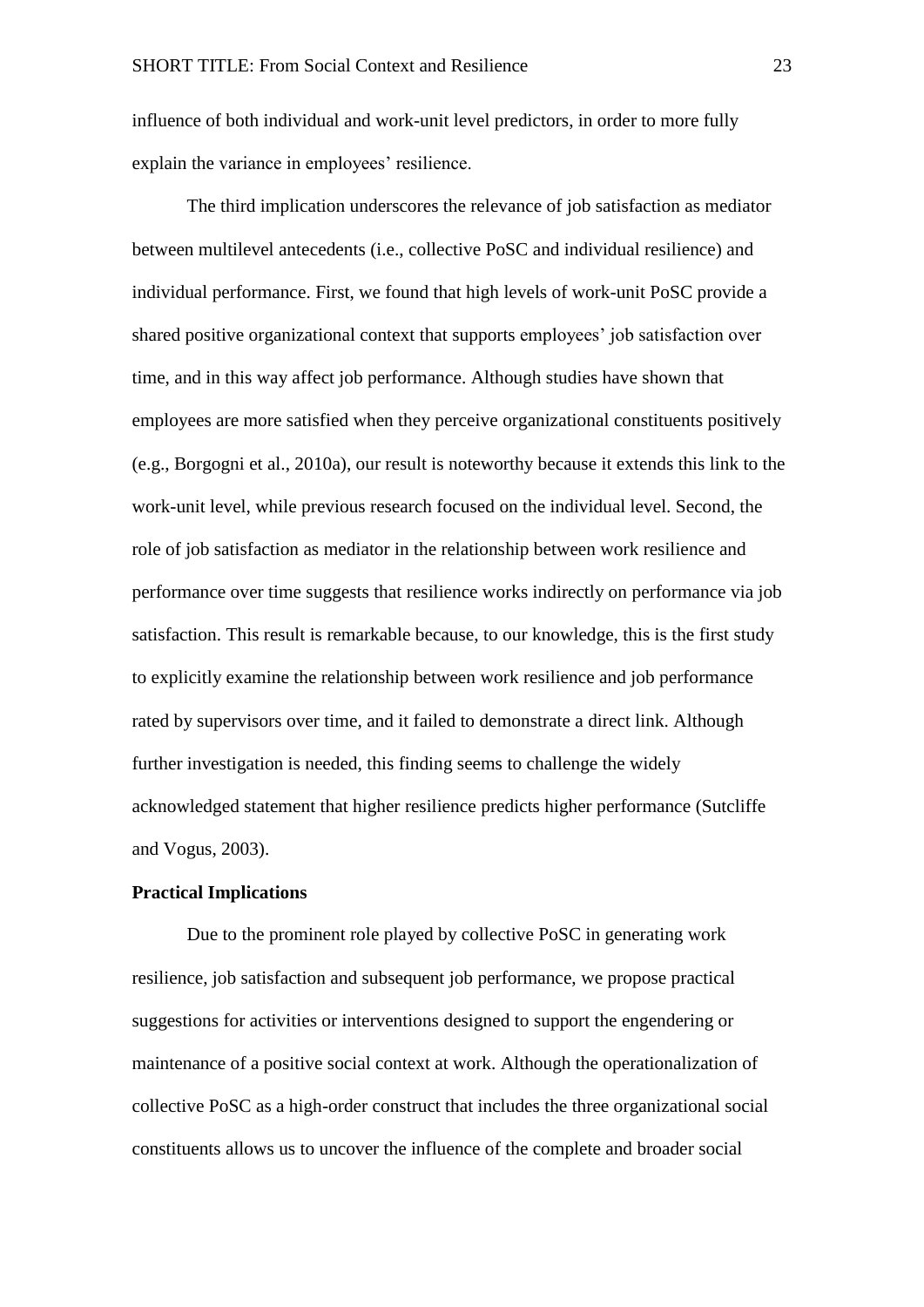influence of both individual and work-unit level predictors, in order to more fully explain the variance in employees' resilience.

The third implication underscores the relevance of job satisfaction as mediator between multilevel antecedents (i.e., collective PoSC and individual resilience) and individual performance. First, we found that high levels of work-unit PoSC provide a shared positive organizational context that supports employees' job satisfaction over time, and in this way affect job performance. Although studies have shown that employees are more satisfied when they perceive organizational constituents positively (e.g., Borgogni et al., 2010a), our result is noteworthy because it extends this link to the work-unit level, while previous research focused on the individual level. Second, the role of job satisfaction as mediator in the relationship between work resilience and performance over time suggests that resilience works indirectly on performance via job satisfaction. This result is remarkable because, to our knowledge, this is the first study to explicitly examine the relationship between work resilience and job performance rated by supervisors over time, and it failed to demonstrate a direct link. Although further investigation is needed, this finding seems to challenge the widely acknowledged statement that higher resilience predicts higher performance (Sutcliffe and Vogus, 2003).

**Practical Implications**

Due to the prominent role played by collective PoSC in generating work resilience, job satisfaction and subsequent job performance, we propose practical suggestions for activities or interventions designed to support the engendering or maintenance of a positive social context at work. Although the operationalization of collective PoSC as a high-order construct that includes the three organizational social constituents allows us to uncover the influence of the complete and broader social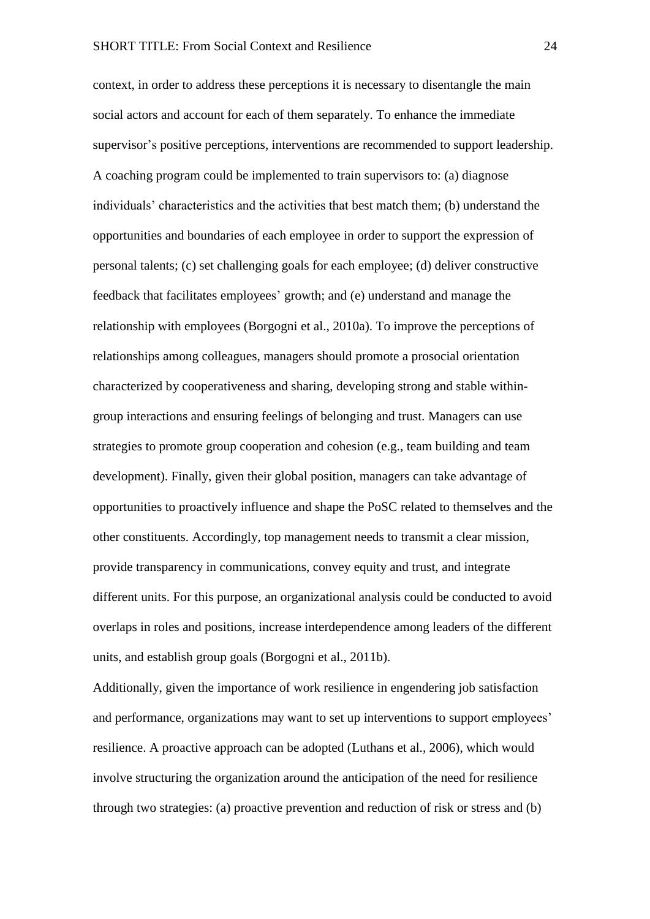context, in order to address these perceptions it is necessary to disentangle the main social actors and account for each of them separately. To enhance the immediate supervisor's positive perceptions, interventions are recommended to support leadership. A coaching program could be implemented to train supervisors to: (a) diagnose individuals' characteristics and the activities that best match them; (b) understand the opportunities and boundaries of each employee in order to support the expression of personal talents; (c) set challenging goals for each employee; (d) deliver constructive feedback that facilitates employees' growth; and (e) understand and manage the relationship with employees (Borgogni et al., 2010a). To improve the perceptions of relationships among colleagues, managers should promote a prosocial orientation characterized by cooperativeness and sharing, developing strong and stable within-group interactions and ensuring feelings of belonging and trust. Managers can use strategies to promote group cooperation and cohesion (e.g., team building and team development). Finally, given their global position, managers can take advantage of opportunities to proactively influence and shape the PoSC related to themselves and the other constituents. Accordingly, top management needs to transmit a clear mission, provide transparency in communications, convey equity and trust, and integrate different units. For this purpose, an organizational analysis could be conducted to avoid overlaps in roles and positions, increase interdependence among leaders of the different units, and establish group goals (Borgogni et al., 2011b).

Additionally, given the importance of work resilience in engendering job satisfaction and performance, organizations may want to set up interventions to support employees' resilience. A proactive approach can be adopted (Luthans et al., 2006), which would involve structuring the organization around the anticipation of the need for resilience through two strategies: (a) proactive prevention and reduction of risk or stress and (b)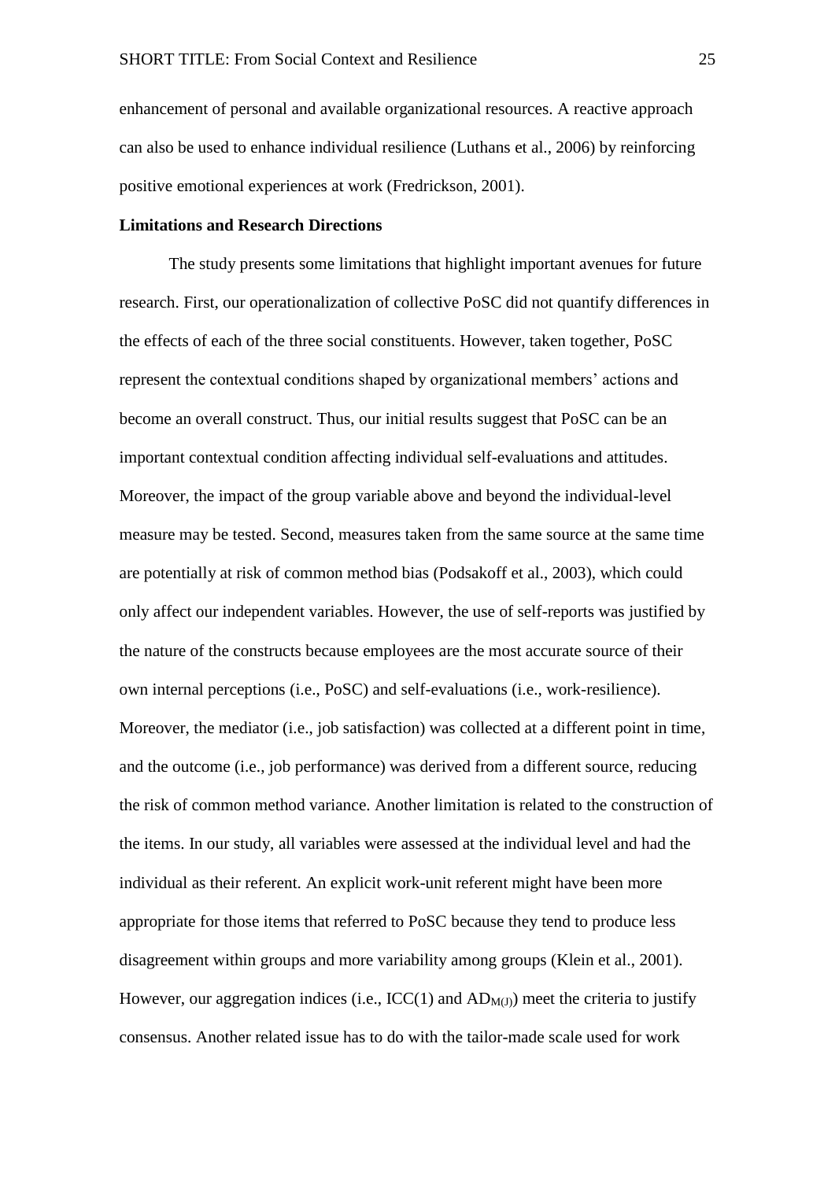enhancement of personal and available organizational resources. A reactive approach can also be used to enhance individual resilience (Luthans et al., 2006) by reinforcing positive emotional experiences at work (Fredrickson, 2001).

**Limitations and Research Directions**

The study presents some limitations that highlight important avenues for future research. First, our operationalization of collective PoSC did not quantify differences in the effects of each of the three social constituents. However, taken together, PoSC represent the contextual conditions shaped by organizational members' actions and become an overall construct. Thus, our initial results suggest that PoSC can be an important contextual condition affecting individual self-evaluations and attitudes. Moreover, the impact of the group variable above and beyond the individual-level measure may be tested. Second, measures taken from the same source at the same time are potentially at risk of common method bias (Podsakoff et al., 2003), which could only affect our independent variables. However, the use of self-reports was justified by the nature of the constructs because employees are the most accurate source of their own internal perceptions (i.e., PoSC) and self-evaluations (i.e., work-resilience). Moreover, the mediator (i.e., job satisfaction) was collected at a different point in time, and the outcome (i.e., job performance) was derived from a different source, reducing the risk of common method variance. Another limitation is related to the construction of the items. In our study, all variables were assessed at the individual level and had the individual as their referent. An explicit work-unit referent might have been more appropriate for those items that referred to PoSC because they tend to produce less disagreement within groups and more variability among groups (Klein et al., 2001). However, our aggregation indices (i.e., ICC(1) and $AD_{M(J)}$) meet the criteria to justify consensus. Another related issue has to do with the tailor-made scale used for work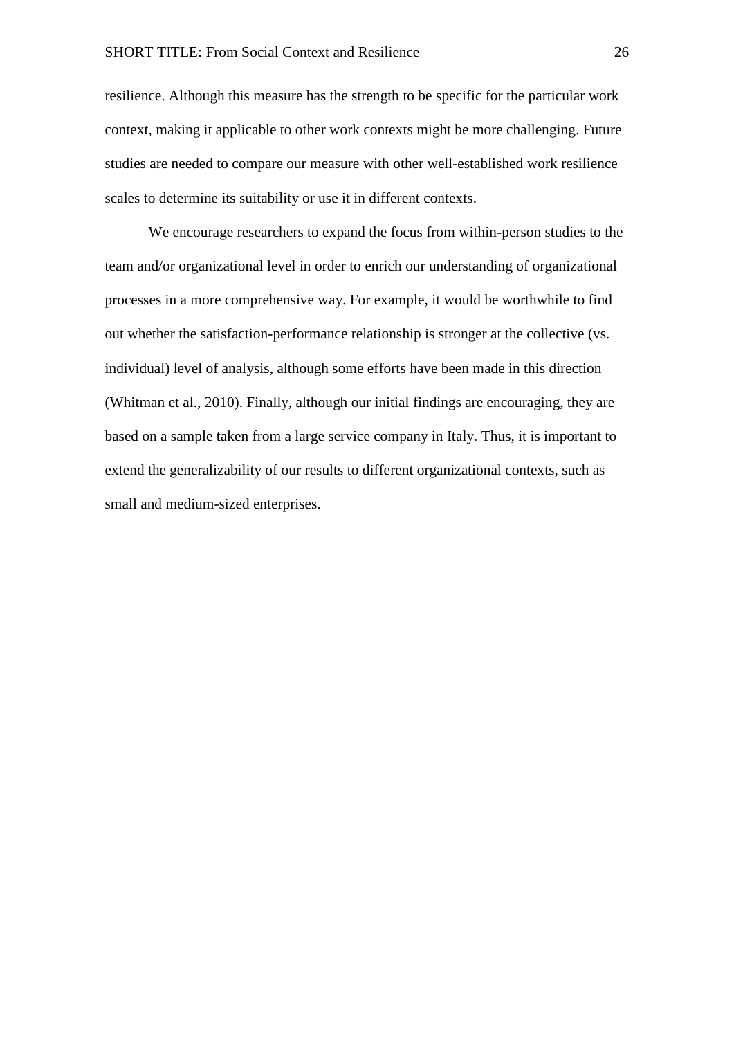resilience. Although this measure has the strength to be specific for the particular work context, making it applicable to other work contexts might be more challenging. Future studies are needed to compare our measure with other well-established work resilience scales to determine its suitability or use it in different contexts.

We encourage researchers to expand the focus from within-person studies to the team and/or organizational level in order to enrich our understanding of organizational processes in a more comprehensive way. For example, it would be worthwhile to find out whether the satisfaction-performance relationship is stronger at the collective (vs. individual) level of analysis, although some efforts have been made in this direction (Whitman et al., 2010). Finally, although our initial findings are encouraging, they are based on a sample taken from a large service company in Italy. Thus, it is important to extend the generalizability of our results to different organizational contexts, such as small and medium-sized enterprises.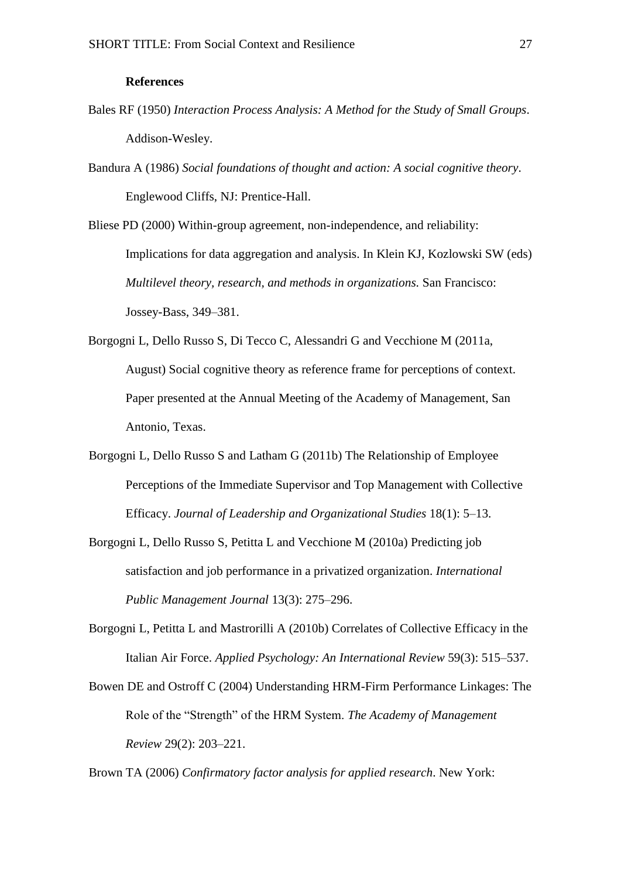**References**

Bales RF (1950) *Interaction Process Analysis: A Method for the Study of Small Groups*. Addison-Wesley.

Bandura A (1986) *Social foundations of thought and action: A social cognitive theory*. Englewood Cliffs, NJ: Prentice-Hall.

Bliese PD (2000) Within-group agreement, non-independence, and reliability: Implications for data aggregation and analysis. In Klein KJ, Kozlowski SW (eds) *Multilevel theory, research, and methods in organizations.* San Francisco: Jossey-Bass, 349–381.

Borgogni L, Dello Russo S, Di Tecco C, Alessandri G and Vecchione M (2011a, August) Social cognitive theory as reference frame for perceptions of context. Paper presented at the Annual Meeting of the Academy of Management, San Antonio, Texas.

Borgogni L, Dello Russo S and Latham G (2011b) The Relationship of Employee Perceptions of the Immediate Supervisor and Top Management with Collective Efficacy. *Journal of Leadership and Organizational Studies* 18(1): 5–13.

Borgogni L, Dello Russo S, Petitta L and Vecchione M (2010a) Predicting job satisfaction and job performance in a privatized organization. *International Public Management Journal* 13(3): 275–296.

Borgogni L, Petitta L and Mastrorilli A (2010b) Correlates of Collective Efficacy in the Italian Air Force. *Applied Psychology: An International Review* 59(3): 515–537.

Bowen DE and Ostroff C (2004) Understanding HRM-Firm Performance Linkages: The Role of the “Strength” of the HRM System. *The Academy of Management Review* 29(2): 203–221.

Brown TA (2006) *Confirmatory factor analysis for applied research*. New York: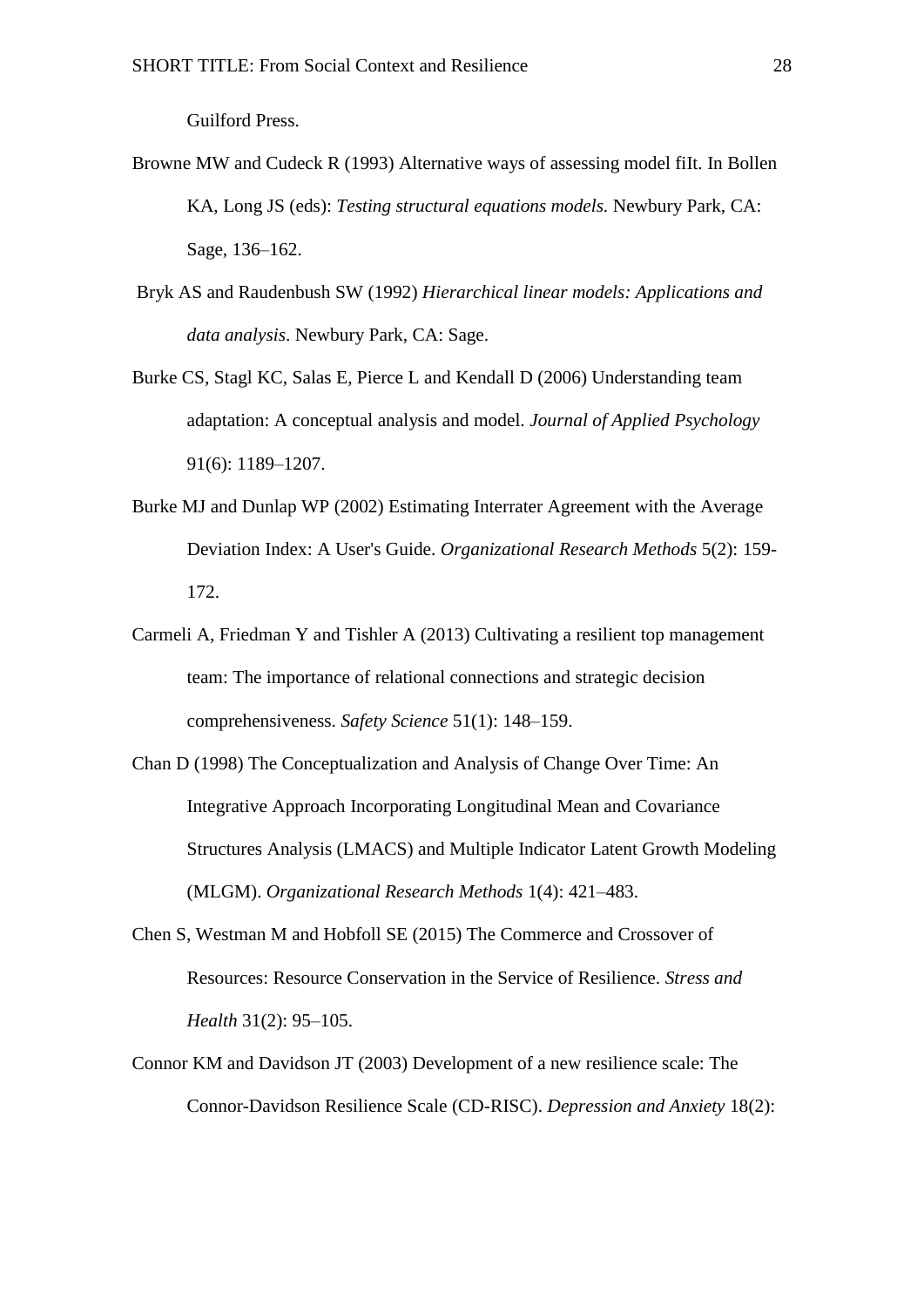Guilford Press.

Browne MW and Cudeck R (1993) Alternative ways of assessing model fiIt. In Bollen KA, Long JS (eds): *Testing structural equations models*. Newbury Park, CA: Sage, 136–162.

Bryk AS and Raudenbush SW (1992) *Hierarchical linear models: Applications and data analysis*. Newbury Park, CA: Sage.

Burke CS, Stagl KC, Salas E, Pierce L and Kendall D (2006) Understanding team adaptation: A conceptual analysis and model. *Journal of Applied Psychology* 91(6): 1189–1207.

Burke MJ and Dunlap WP (2002) Estimating Interrater Agreement with the Average Deviation Index: A User's Guide. *Organizational Research Methods* 5(2): 159-172.

Carmeli A, Friedman Y and Tishler A (2013) Cultivating a resilient top management team: The importance of relational connections and strategic decision comprehensiveness. *Safety Science* 51(1): 148–159.

Chan D (1998) The Conceptualization and Analysis of Change Over Time: An Integrative Approach Incorporating Longitudinal Mean and Covariance Structures Analysis (LMACS) and Multiple Indicator Latent Growth Modeling (MLGM). *Organizational Research Methods* 1(4): 421–483.

Chen S, Westman M and Hobfoll SE (2015) The Commerce and Crossover of Resources: Resource Conservation in the Service of Resilience. *Stress and Health* 31(2): 95–105.

Connor KM and Davidson JT (2003) Development of a new resilience scale: The Connor-Davidson Resilience Scale (CD-RISC). *Depression and Anxiety* 18(2):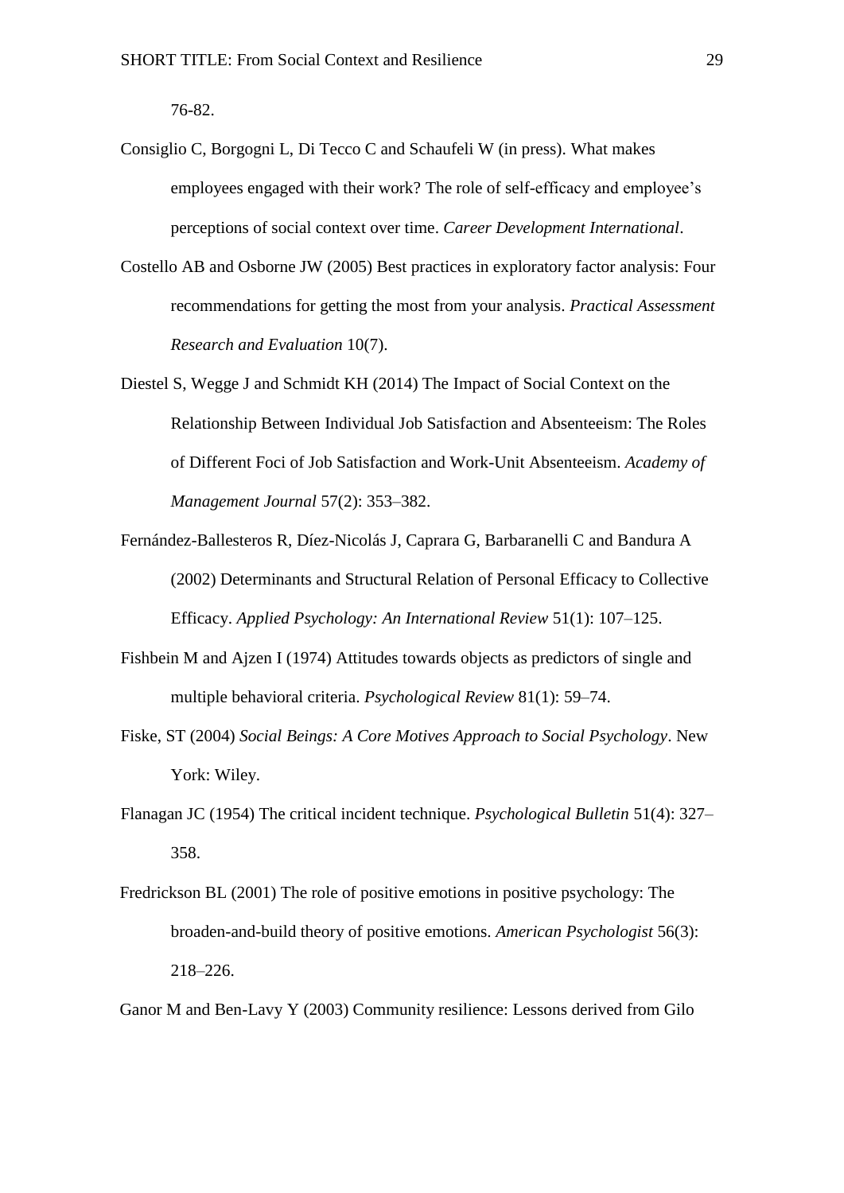76-82.

Consiglio C, Borgogni L, Di Tecco C and Schaufeli W (in press). What makes employees engaged with their work? The role of self-efficacy and employee's perceptions of social context over time. *Career Development International*.

Costello AB and Osborne JW (2005) Best practices in exploratory factor analysis: Four recommendations for getting the most from your analysis. *Practical Assessment Research and Evaluation* 10(7).

Diestel S, Wegge J and Schmidt KH (2014) The Impact of Social Context on the Relationship Between Individual Job Satisfaction and Absenteeism: The Roles of Different Foci of Job Satisfaction and Work-Unit Absenteeism. *Academy of Management Journal* 57(2): 353–382.

Fernández-Ballesteros R, Díez-Nicolás J, Caprara G, Barbaranelli C and Bandura A (2002) Determinants and Structural Relation of Personal Efficacy to Collective Efficacy. *Applied Psychology: An International Review* 51(1): 107–125.

Fishbein M and Ajzen I (1974) Attitudes towards objects as predictors of single and multiple behavioral criteria. *Psychological Review* 81(1): 59–74.

Fiske, ST (2004) *Social Beings: A Core Motives Approach to Social Psychology*. New York: Wiley.

Flanagan JC (1954) The critical incident technique. *Psychological Bulletin* 51(4): 327–358.

Fredrickson BL (2001) The role of positive emotions in positive psychology: The broaden-and-build theory of positive emotions. *American Psychologist* 56(3): 218–226.

Ganor M and Ben-Lavy Y (2003) Community resilience: Lessons derived from Gilo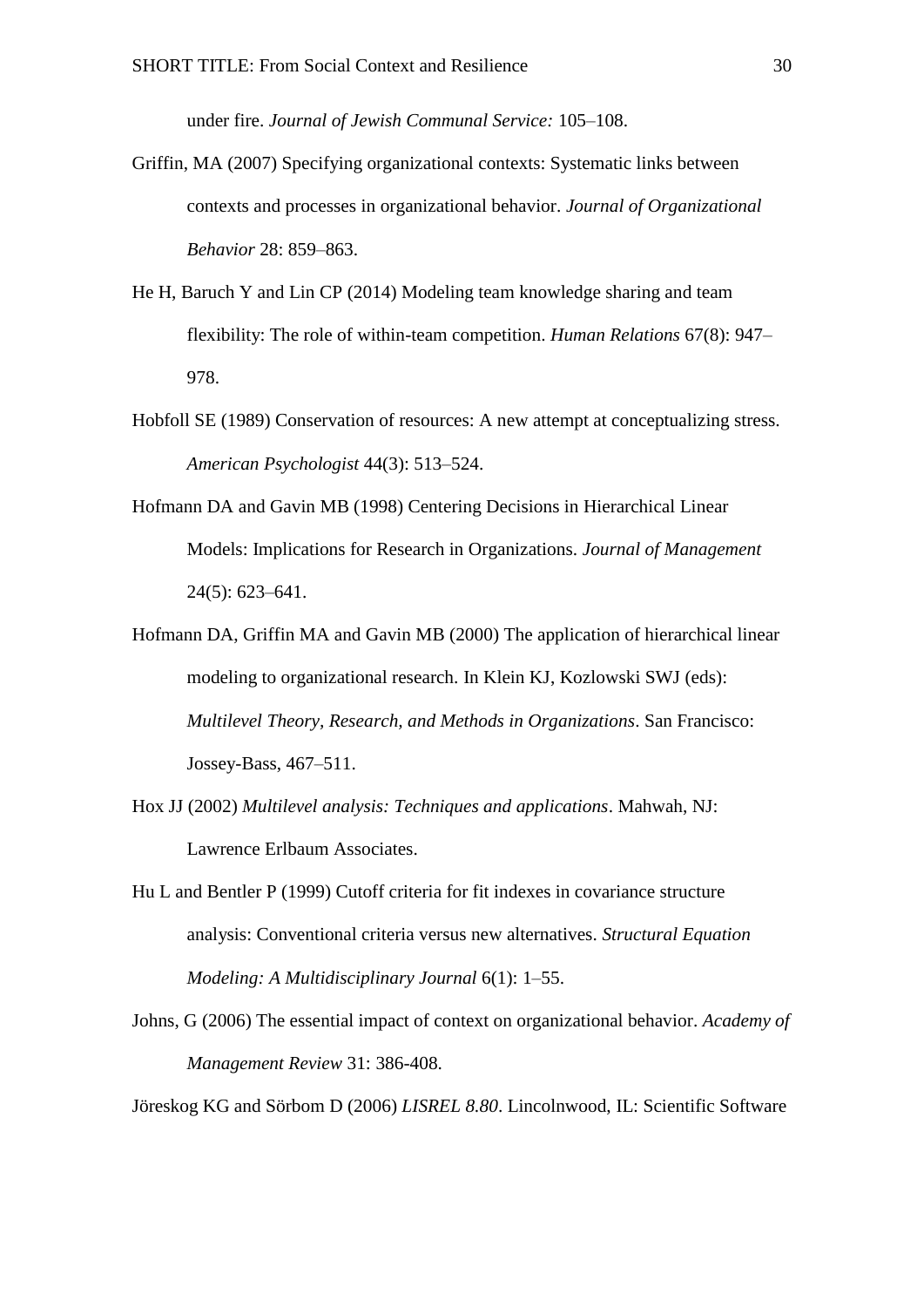under fire. *Journal of Jewish Communal Service:* 105–108.

Griffin, MA (2007) Specifying organizational contexts: Systematic links between contexts and processes in organizational behavior. *Journal of Organizational Behavior* 28: 859–863.

He H, Baruch Y and Lin CP (2014) Modeling team knowledge sharing and team flexibility: The role of within-team competition. *Human Relations* 67(8): 947–978.

Hobfoll SE (1989) Conservation of resources: A new attempt at conceptualizing stress. *American Psychologist* 44(3): 513–524.

Hofmann DA and Gavin MB (1998) Centering Decisions in Hierarchical Linear Models: Implications for Research in Organizations. *Journal of Management* 24(5): 623–641.

Hofmann DA, Griffin MA and Gavin MB (2000) The application of hierarchical linear modeling to organizational research. In Klein KJ, Kozlowski SWJ (eds): *Multilevel Theory, Research, and Methods in Organizations*. San Francisco: Jossey-Bass, 467–511.

Hox JJ (2002) *Multilevel analysis: Techniques and applications*. Mahwah, NJ: Lawrence Erlbaum Associates.

Hu L and Bentler P (1999) Cutoff criteria for fit indexes in covariance structure analysis: Conventional criteria versus new alternatives. *Structural Equation Modeling: A Multidisciplinary Journal* 6(1): 1–55.

Johns, G (2006) The essential impact of context on organizational behavior. *Academy of Management Review* 31: 386-408.

Jöreskog KG and Sörbom D (2006) *LISREL 8.80*. Lincolnwood, IL: Scientific Software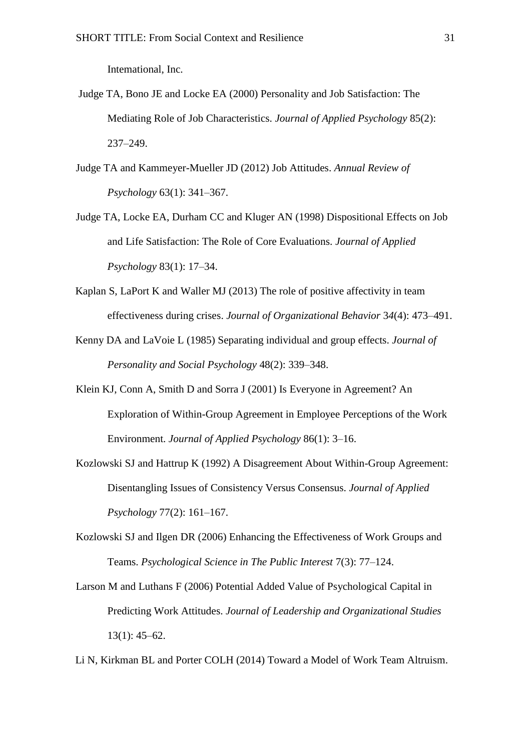Intemational, Inc.

Judge TA, Bono JE and Locke EA (2000) Personality and Job Satisfaction: The Mediating Role of Job Characteristics. *Journal of Applied Psychology* 85(2): 237–249.

Judge TA and Kammeyer-Mueller JD (2012) Job Attitudes. *Annual Review of Psychology* 63(1): 341–367.

Judge TA, Locke EA, Durham CC and Kluger AN (1998) Dispositional Effects on Job and Life Satisfaction: The Role of Core Evaluations. *Journal of Applied Psychology* 83(1): 17–34.

Kaplan S, LaPort K and Waller MJ (2013) The role of positive affectivity in team effectiveness during crises. *Journal of Organizational Behavior* 34(4): 473–491.

Kenny DA and LaVoie L (1985) Separating individual and group effects. *Journal of Personality and Social Psychology* 48(2): 339–348.

Klein KJ, Conn A, Smith D and Sorra J (2001) Is Everyone in Agreement? An Exploration of Within-Group Agreement in Employee Perceptions of the Work Environment. *Journal of Applied Psychology* 86(1): 3–16.

Kozlowski SJ and Hattrup K (1992) A Disagreement About Within-Group Agreement: Disentangling Issues of Consistency Versus Consensus. *Journal of Applied Psychology* 77(2): 161–167.

Kozlowski SJ and Ilgen DR (2006) Enhancing the Effectiveness of Work Groups and Teams. *Psychological Science in The Public Interest* 7(3): 77–124.

Larson M and Luthans F (2006) Potential Added Value of Psychological Capital in Predicting Work Attitudes. *Journal of Leadership and Organizational Studies* 13(1): 45–62.

Li N, Kirkman BL and Porter COLH (2014) Toward a Model of Work Team Altruism.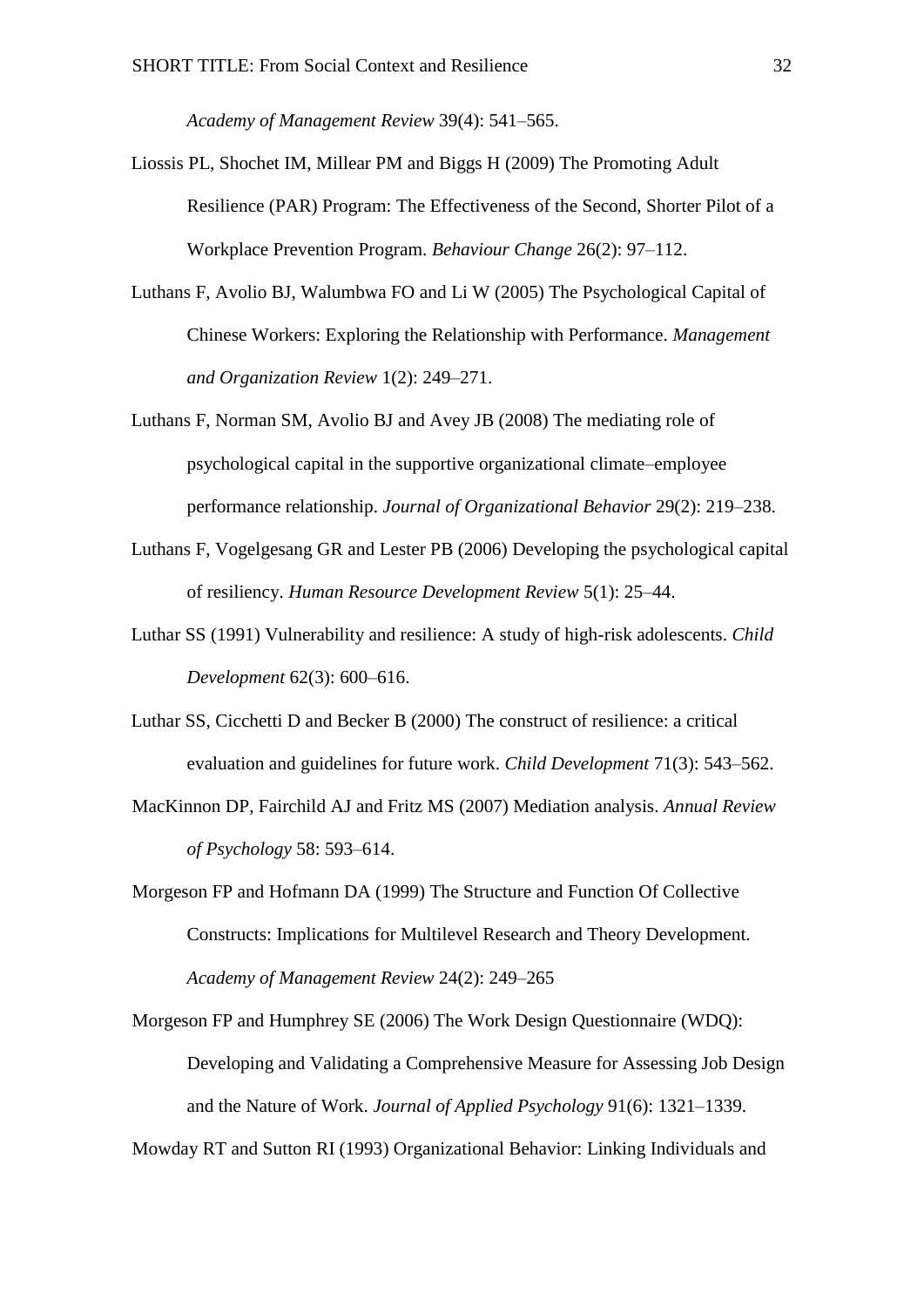*Academy of Management Review* 39(4): 541–565.

Liossis PL, Shochet IM, Millear PM and Biggs H (2009) The Promoting Adult Resilience (PAR) Program: The Effectiveness of the Second, Shorter Pilot of a Workplace Prevention Program. *Behaviour Change* 26(2): 97–112.

Luthans F, Avolio BJ, Walumbwa FO and Li W (2005) The Psychological Capital of Chinese Workers: Exploring the Relationship with Performance. *Management and Organization Review* 1(2): 249–271.

Luthans F, Norman SM, Avolio BJ and Avey JB (2008) The mediating role of psychological capital in the supportive organizational climate–employee performance relationship. *Journal of Organizational Behavior* 29(2): 219–238.

Luthans F, Vogelgesang GR and Lester PB (2006) Developing the psychological capital of resiliency. *Human Resource Development Review* 5(1): 25–44.

Luthar SS (1991) Vulnerability and resilience: A study of high-risk adolescents. *Child Development* 62(3): 600–616.

Luthar SS, Cicchetti D and Becker B (2000) The construct of resilience: a critical evaluation and guidelines for future work. *Child Development* 71(3): 543–562.

MacKinnon DP, Fairchild AJ and Fritz MS (2007) Mediation analysis. *Annual Review of Psychology* 58: 593–614.

Morgeson FP and Hofmann DA (1999) The Structure and Function Of Collective Constructs: Implications for Multilevel Research and Theory Development. *Academy of Management Review* 24(2): 249–265

Morgeson FP and Humphrey SE (2006) The Work Design Questionnaire (WDQ): Developing and Validating a Comprehensive Measure for Assessing Job Design and the Nature of Work. *Journal of Applied Psychology* 91(6): 1321–1339.

Mowday RT and Sutton RI (1993) Organizational Behavior: Linking Individuals and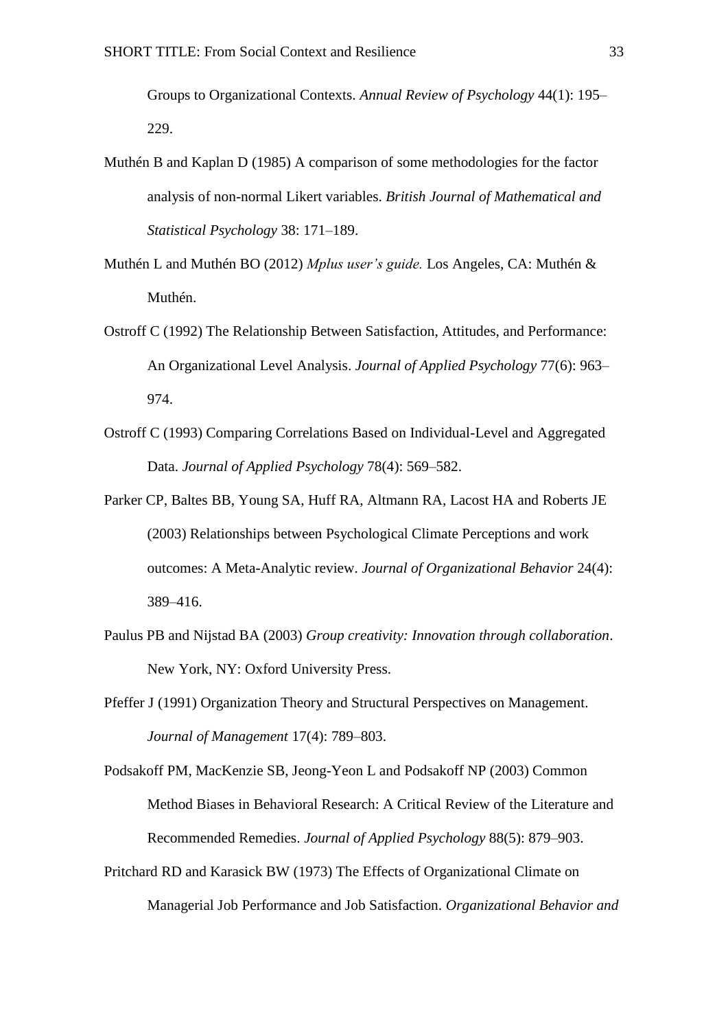Groups to Organizational Contexts. *Annual Review of Psychology* 44(1): 195–229.

Muthén B and Kaplan D (1985) A comparison of some methodologies for the factor analysis of non-normal Likert variables. *British Journal of Mathematical and Statistical Psychology* 38: 171–189.

Muthén L and Muthén BO (2012) *Mplus user's guide.* Los Angeles, CA: Muthén & Muthén.

Ostroff C (1992) The Relationship Between Satisfaction, Attitudes, and Performance: An Organizational Level Analysis. *Journal of Applied Psychology* 77(6): 963–974.

Ostroff C (1993) Comparing Correlations Based on Individual-Level and Aggregated Data. *Journal of Applied Psychology* 78(4): 569–582.

Parker CP, Baltes BB, Young SA, Huff RA, Altmann RA, Lacost HA and Roberts JE (2003) Relationships between Psychological Climate Perceptions and work outcomes: A Meta-Analytic review. *Journal of Organizational Behavior* 24(4): 389–416.

Paulus PB and Nijstad BA (2003) *Group creativity: Innovation through collaboration*. New York, NY: Oxford University Press.

Pfeffer J (1991) Organization Theory and Structural Perspectives on Management. *Journal of Management* 17(4): 789–803.

Podsakoff PM, MacKenzie SB, Jeong-Yeon L and Podsakoff NP (2003) Common Method Biases in Behavioral Research: A Critical Review of the Literature and Recommended Remedies. *Journal of Applied Psychology* 88(5): 879–903.

Pritchard RD and Karasick BW (1973) The Effects of Organizational Climate on Managerial Job Performance and Job Satisfaction. *Organizational Behavior and*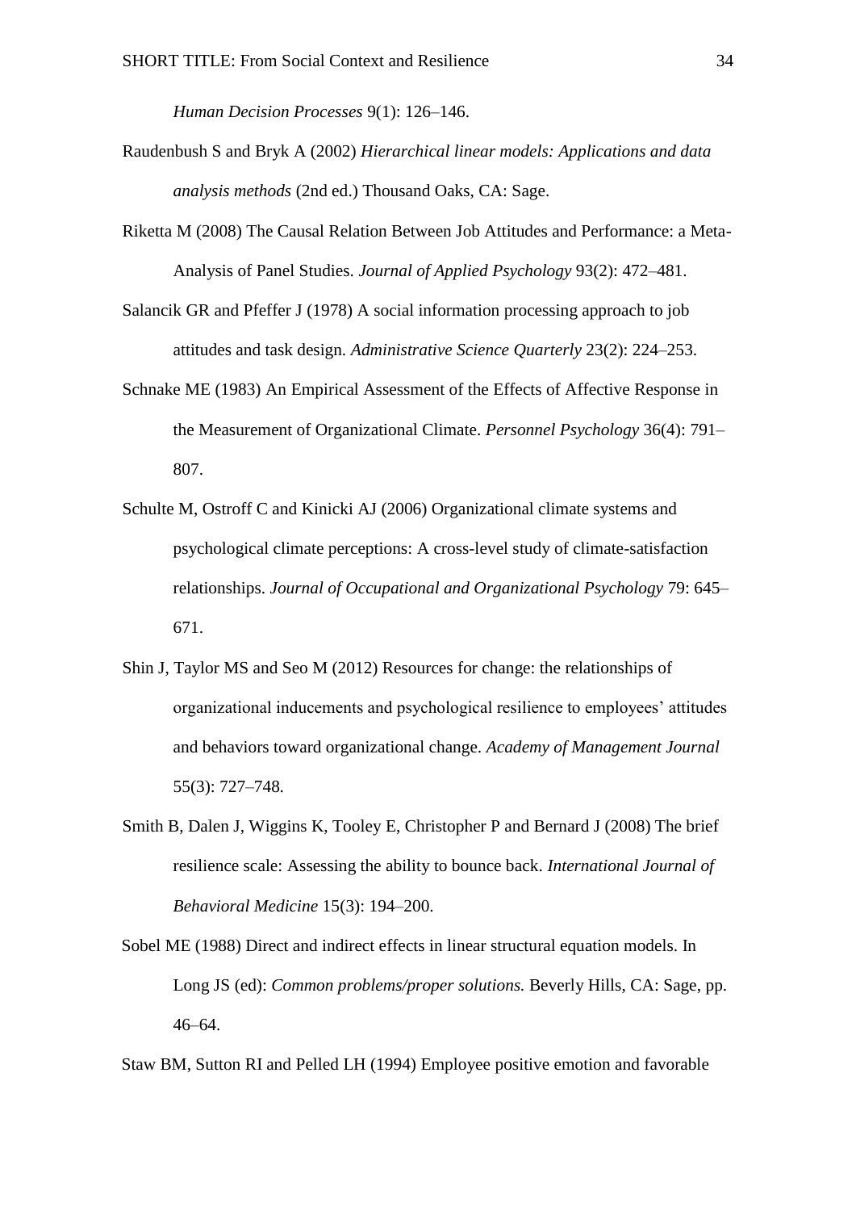*Human Decision Processes* 9(1): 126–146.

Raudenbush S and Bryk A (2002) *Hierarchical linear models: Applications and data analysis methods* (2nd ed.) Thousand Oaks, CA: Sage.

Riketta M (2008) The Causal Relation Between Job Attitudes and Performance: a Meta-Analysis of Panel Studies. *Journal of Applied Psychology* 93(2): 472–481.

Salancik GR and Pfeffer J (1978) A social information processing approach to job attitudes and task design. *Administrative Science Quarterly* 23(2): 224–253.

Schnake ME (1983) An Empirical Assessment of the Effects of Affective Response in the Measurement of Organizational Climate. *Personnel Psychology* 36(4): 791–807.

Schulte M, Ostroff C and Kinicki AJ (2006) Organizational climate systems and psychological climate perceptions: A cross-level study of climate-satisfaction relationships. *Journal of Occupational and Organizational Psychology* 79: 645–671.

Shin J, Taylor MS and Seo M (2012) Resources for change: the relationships of organizational inducements and psychological resilience to employees' attitudes and behaviors toward organizational change. *Academy of Management Journal* 55(3): 727–748.

Smith B, Dalen J, Wiggins K, Tooley E, Christopher P and Bernard J (2008) The brief resilience scale: Assessing the ability to bounce back. *International Journal of Behavioral Medicine* 15(3): 194–200.

Sobel ME (1988) Direct and indirect effects in linear structural equation models. In Long JS (ed): *Common problems/proper solutions.* Beverly Hills, CA: Sage, pp. 46–64.

Staw BM, Sutton RI and Pelled LH (1994) Employee positive emotion and favorable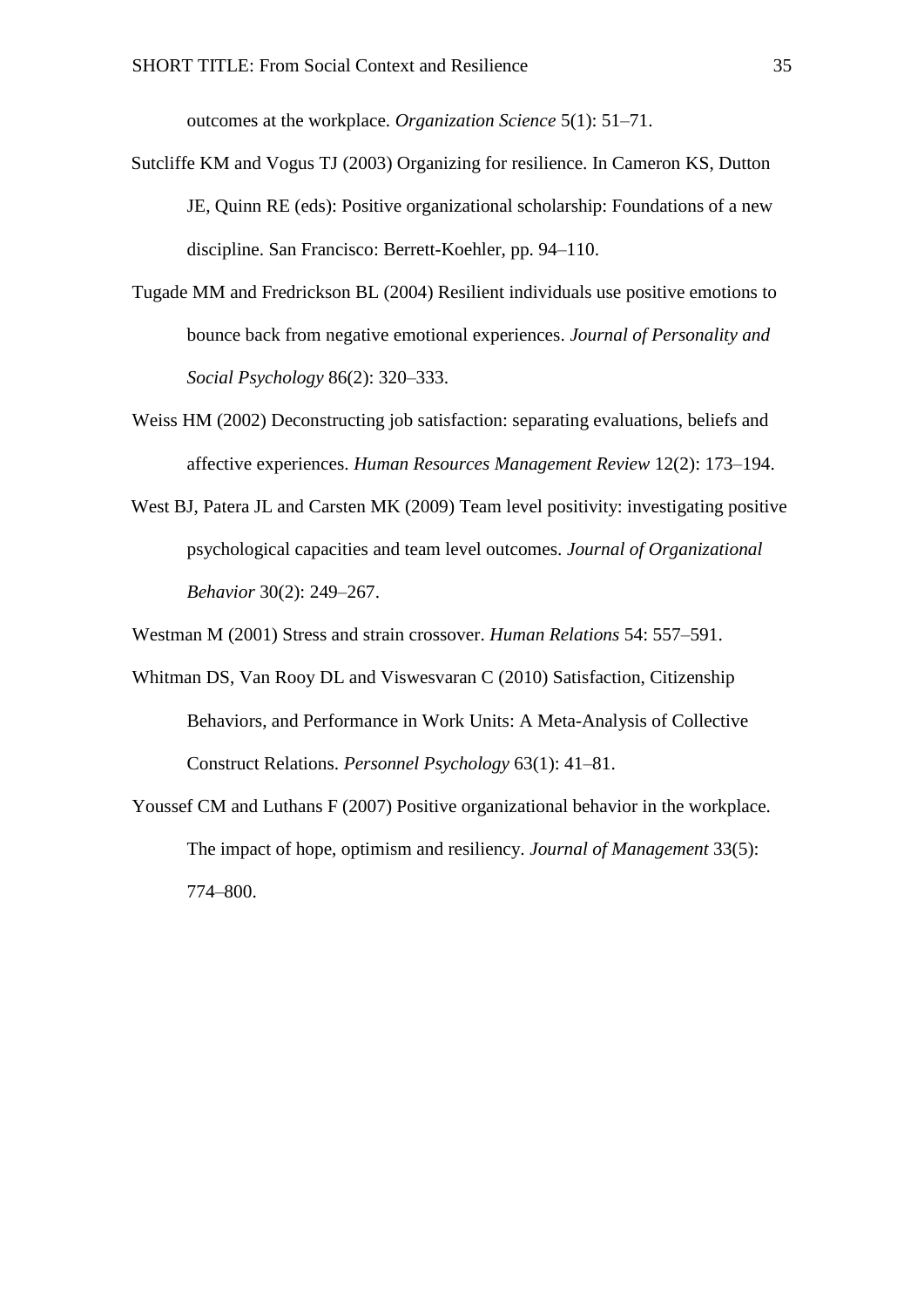outcomes at the workplace. *Organization Science* 5(1): 51–71.

Sutcliffe KM and Vogus TJ (2003) Organizing for resilience. In Cameron KS, Dutton JE, Quinn RE (eds): Positive organizational scholarship: Foundations of a new discipline. San Francisco: Berrett-Koehler, pp. 94–110.

Tugade MM and Fredrickson BL (2004) Resilient individuals use positive emotions to bounce back from negative emotional experiences. *Journal of Personality and Social Psychology* 86(2): 320–333.

Weiss HM (2002) Deconstructing job satisfaction: separating evaluations, beliefs and affective experiences. *Human Resources Management Review* 12(2): 173–194.

West BJ, Patera JL and Carsten MK (2009) Team level positivity: investigating positive psychological capacities and team level outcomes. *Journal of Organizational Behavior* 30(2): 249–267.

Westman M (2001) Stress and strain crossover. *Human Relations* 54: 557–591.

Whitman DS, Van Rooy DL and Viswesvaran C (2010) Satisfaction, Citizenship Behaviors, and Performance in Work Units: A Meta-Analysis of Collective Construct Relations. *Personnel Psychology* 63(1): 41–81.

Youssef CM and Luthans F (2007) Positive organizational behavior in the workplace. The impact of hope, optimism and resiliency. *Journal of Management* 33(5): 774–800.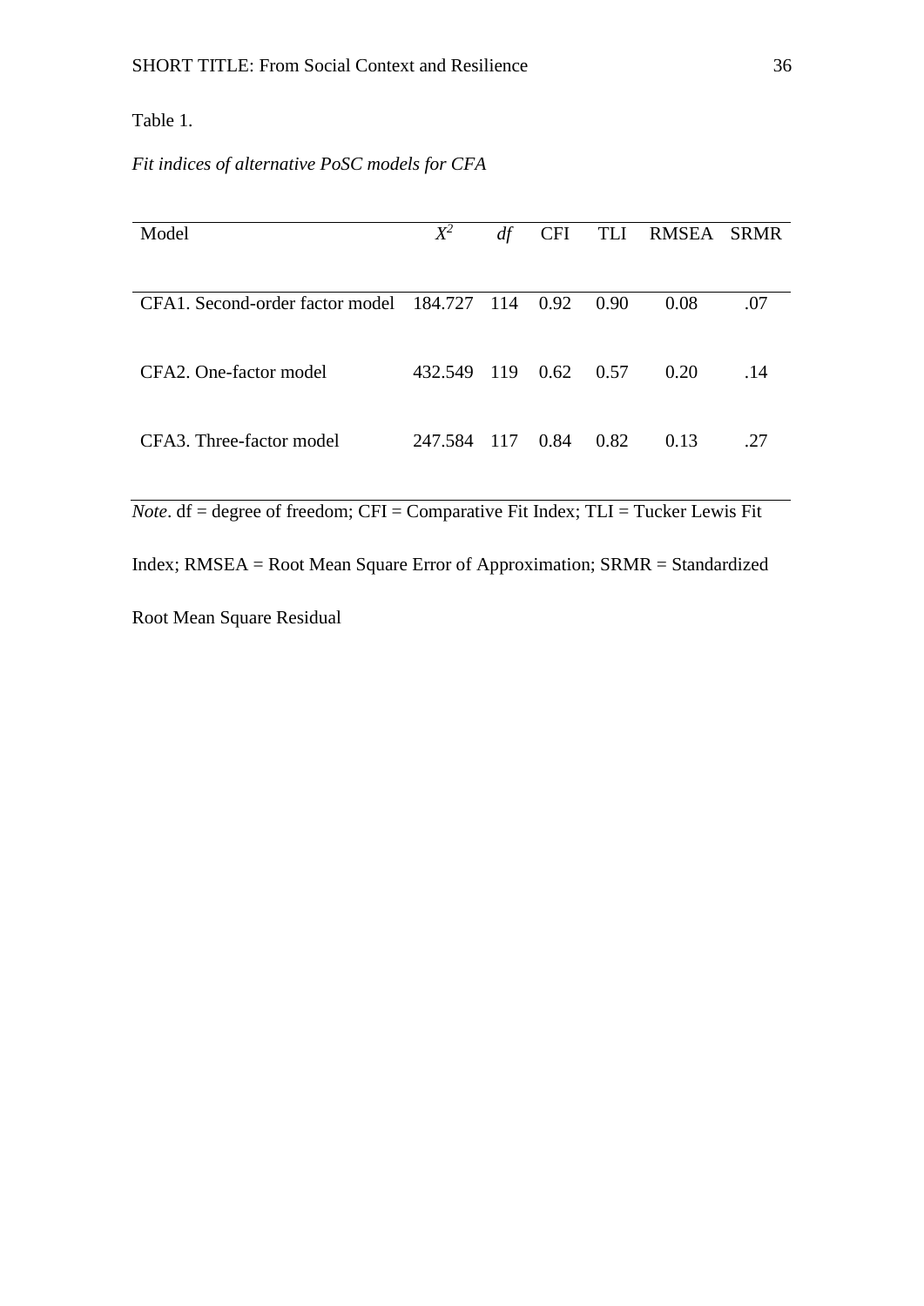Table 1.

*Fit indices of alternative PoSC models for CFA*

| Model | $X^2$ | *df* | CFI | TLI | RMSEA | SRMR |
|---|---|---|---|---|---|---|
| CFA1. Second-order factor model | 184.727 | 114 | 0.92 | 0.90 | 0.08 | .07 |
| CFA2. One-factor model | 432.549 | 119 | 0.62 | 0.57 | 0.20 | .14 |
| CFA3. Three-factor model | 247.584 | 117 | 0.84 | 0.82 | 0.13 | .27 |

*Note*. df = degree of freedom; CFI = Comparative Fit Index; TLI = Tucker Lewis Fit Index; RMSEA = Root Mean Square Error of Approximation; SRMR = Standardized Root Mean Square Residual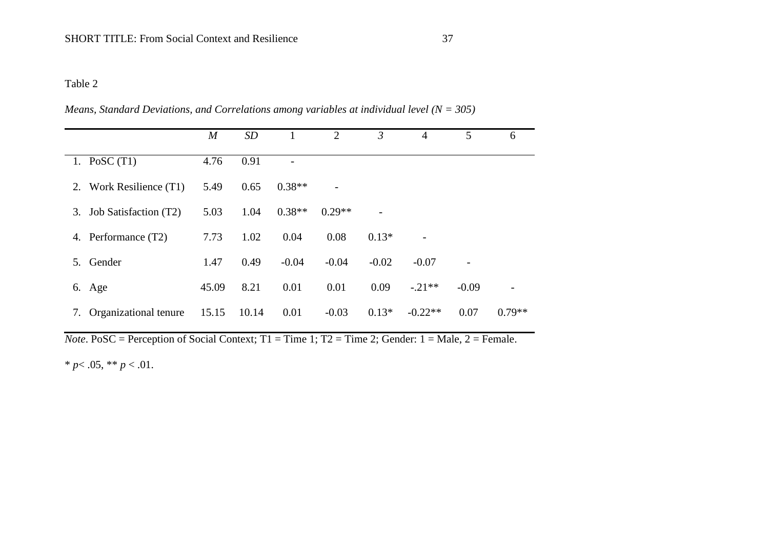Table 2

*Means, Standard Deviations, and Correlations among variables at individual level (N = 305)*

| | *M* | *SD* | 1 | 2 | *3* | 4 | 5 | 6 |
|---|---|---|---|---|---|---|---|---|
| 1. PoSC (T1) | 4.76 | 0.91 | - | | | | | |
| 2. Work Resilience (T1) | 5.49 | 0.65 | 0.38** | - | | | | |
| 3. Job Satisfaction (T2) | 5.03 | 1.04 | 0.38** | 0.29** | - | | | |
| 4. Performance (T2) | 7.73 | 1.02 | 0.04 | 0.08 | 0.13* | - | | |
| 5. Gender | 1.47 | 0.49 | -0.04 | -0.04 | -0.02 | -0.07 | - | |
| 6. Age | 45.09 | 8.21 | 0.01 | 0.01 | 0.09 | -.21** | -0.09 | - |
| 7. Organizational tenure | 15.15 | 10.14 | 0.01 | -0.03 | 0.13* | -0.22** | 0.07 | 0.79** |

*Note*. PoSC = Perception of Social Context; T1 = Time 1; T2 = Time 2; Gender: 1 = Male, 2 = Female.

* $p < .05$, ** $p < .01$.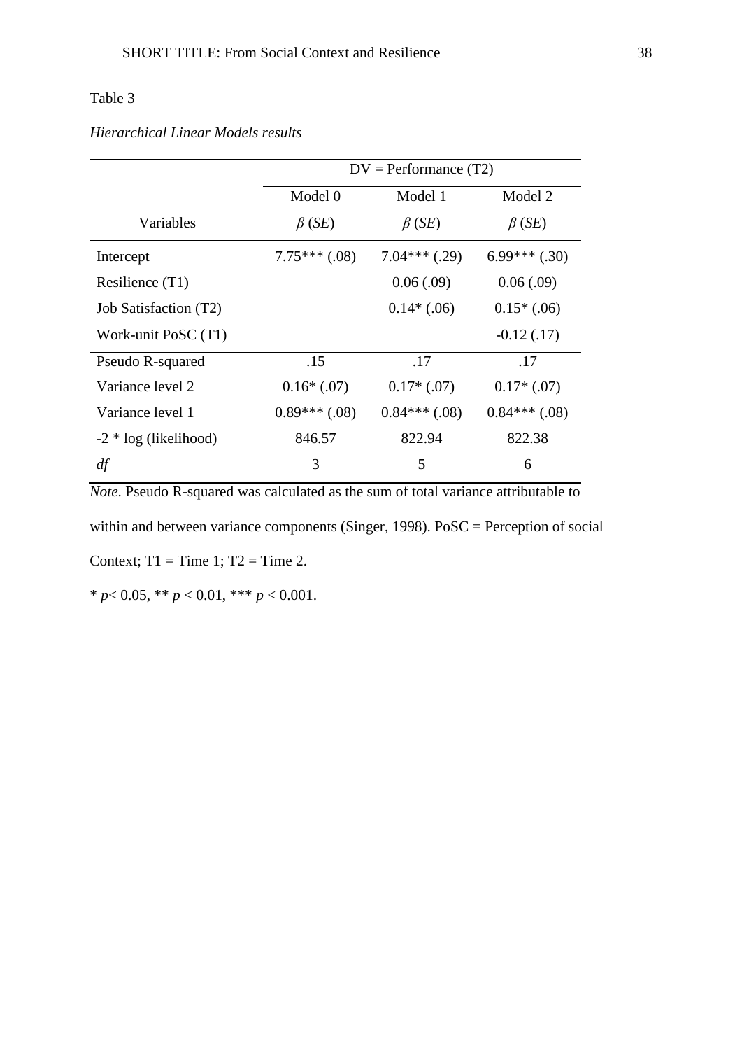Table 3

*Hierarchical Linear Models results*

| | DV = Performance (T2) | | |
|---|---|---|---|
| | Model 0 | Model 1 | Model 2 |
| Variables | $\beta$ (*SE*) | $\beta$ (*SE*) | $\beta$ (*SE*) |
| Intercept | 7.75*** (.08) | 7.04*** (.29) | 6.99*** (.30) |
| Resilience (T1) | | 0.06 (.09) | 0.06 (.09) |
| Job Satisfaction (T2) | | 0.14* (.06) | 0.15* (.06) |
| Work-unit PoSC (T1) | | | -0.12 (.17) |
| Pseudo R-squared | .15 | .17 | .17 |
| Variance level 2 | 0.16* (.07) | 0.17* (.07) | 0.17* (.07) |
| Variance level 1 | 0.89*** (.08) | 0.84*** (.08) | 0.84*** (.08) |
| -2 * log (likelihood) | 846.57 | 822.94 | 822.38 |
| *df* | 3 | 5 | 6 |

*Note.* Pseudo R-squared was calculated as the sum of total variance attributable to within and between variance components (Singer, 1998). PoSC = Perception of social Context; T1 = Time 1; T2 = Time 2.

* $p < 0.05$, ** $p < 0.01$, *** $p < 0.001$.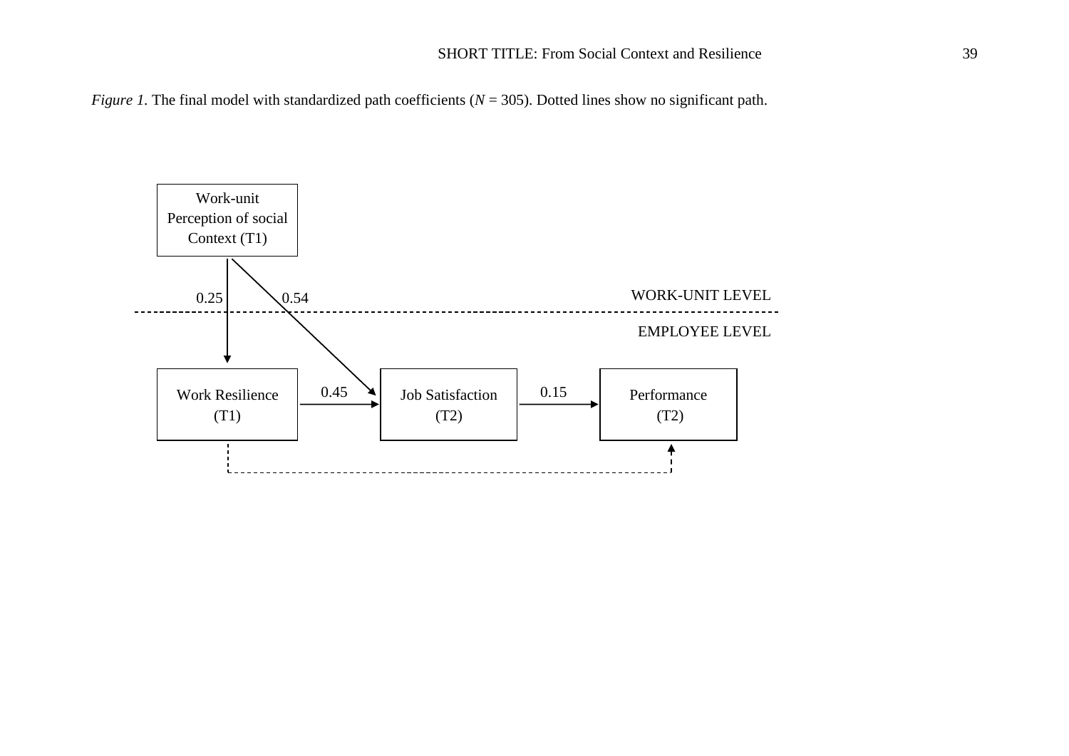*Figure 1*. The final model with standardized path coefficients ($N$ = 305). Dotted lines show no significant path.

Work-unit Perception of social Context (T1)

0.25

0.54

WORK-UNIT LEVEL

EMPLOYEE LEVEL

Work Resilience (T1)

0.45

Job Satisfaction (T2)

0.15

Performance (T2)